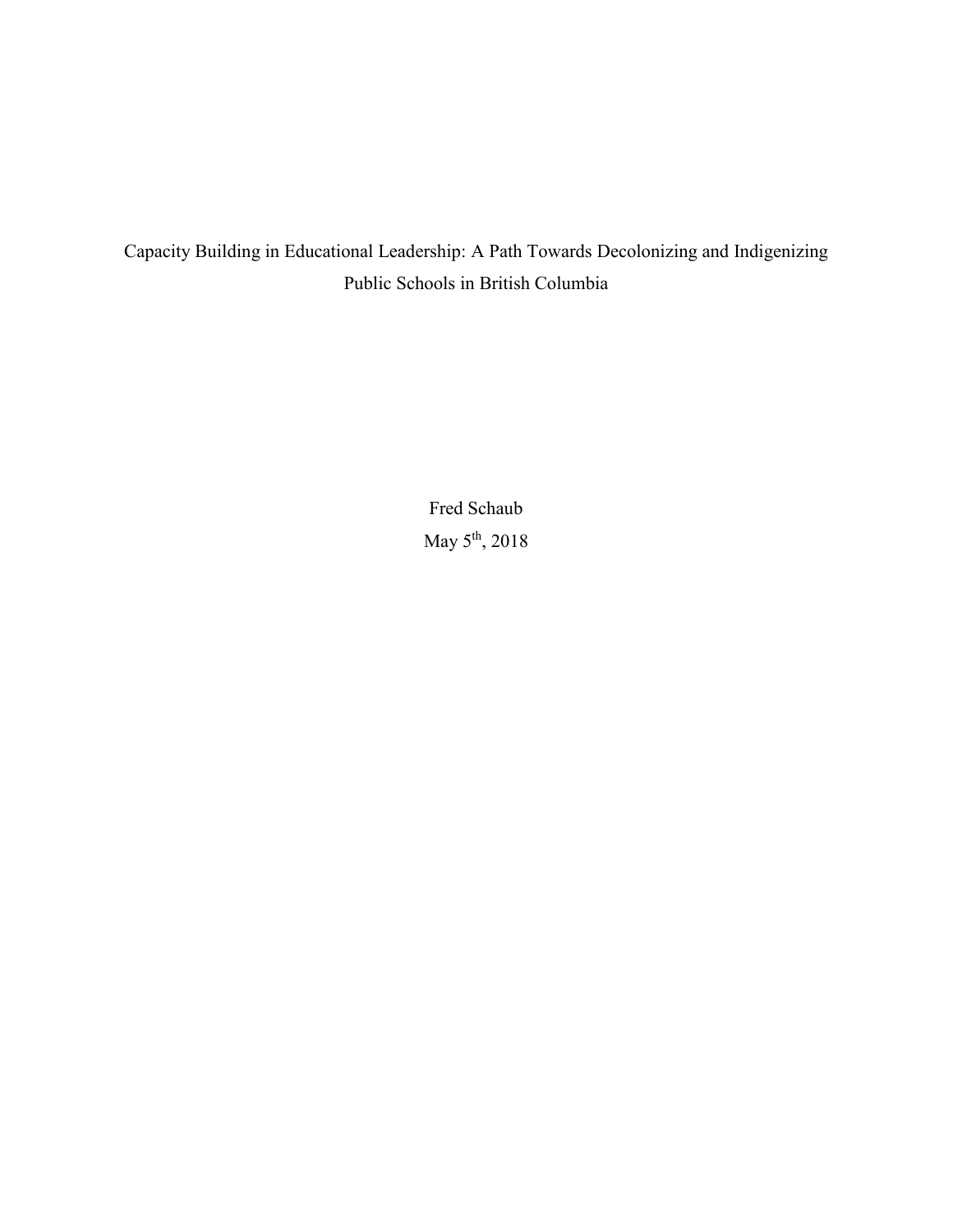# Capacity Building in Educational Leadership: A Path Towards Decolonizing and Indigenizing Public Schools in British Columbia

Fred Schaub

May 5th, 2018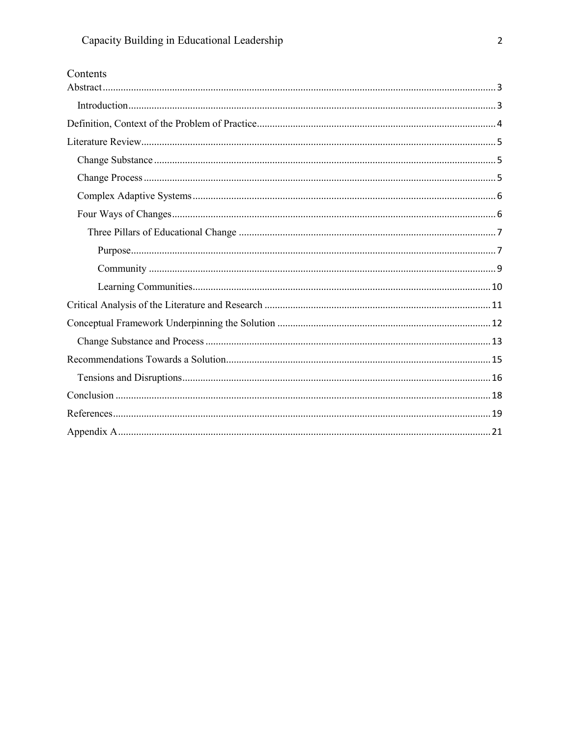# Contents

- Abstract ... 3
  - Introduction ... 3
- Definition, Context of the Problem of Practice ... 4
- Literature Review ... 5
  - Change Substance ... 5
  - Change Process ... 5
  - Complex Adaptive Systems ... 6
  - Four Ways of Changes ... 6
    - Three Pillars of Educational Change ... 7
      - Purpose ... 7
      - Community ... 9
      - Learning Communities ... 10
- Critical Analysis of the Literature and Research ... 11
- Conceptual Framework Underpinning the Solution ... 12
  - Change Substance and Process ... 13
- Recommendations Towards a Solution ... 15
  - Tensions and Disruptions ... 16
- Conclusion ... 18
- References ... 19
- Appendix A ... 21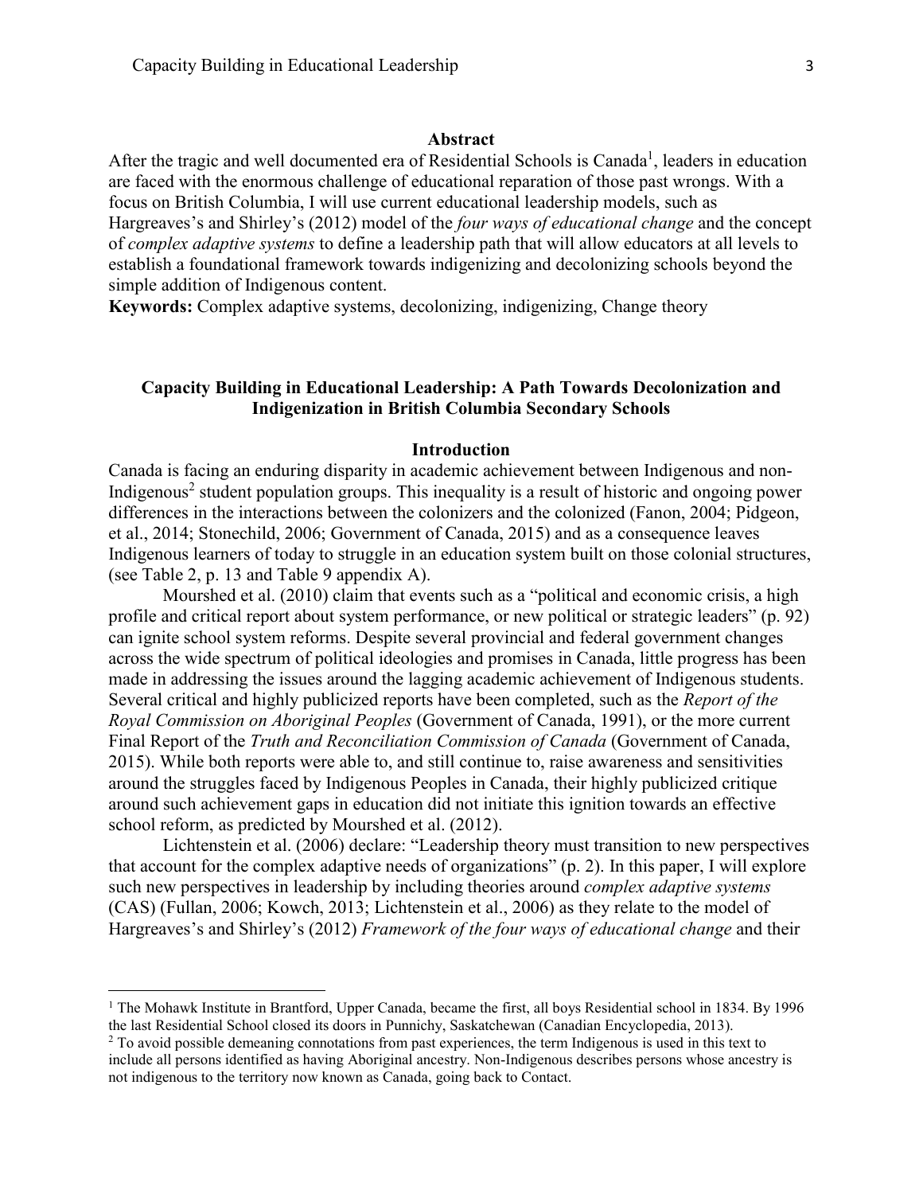## Abstract

After the tragic and well documented era of Residential Schools is Canada[1], leaders in education are faced with the enormous challenge of educational reparation of those past wrongs. With a focus on British Columbia, I will use current educational leadership models, such as Hargreaves's and Shirley's (2012) model of the *four ways of educational change* and the concept of *complex adaptive systems* to define a leadership path that will allow educators at all levels to establish a foundational framework towards indigenizing and decolonizing schools beyond the simple addition of Indigenous content.

**Keywords:** Complex adaptive systems, decolonizing, indigenizing, Change theory

# Capacity Building in Educational Leadership: A Path Towards Decolonization and Indigenization in British Columbia Secondary Schools

## Introduction

Canada is facing an enduring disparity in academic achievement between Indigenous and non-Indigenous[2] student population groups. This inequality is a result of historic and ongoing power differences in the interactions between the colonizers and the colonized (Fanon, 2004; Pidgeon, et al., 2014; Stonechild, 2006; Government of Canada, 2015) and as a consequence leaves Indigenous learners of today to struggle in an education system built on those colonial structures, (see Table 2, p. 13 and Table 9 appendix A).

Mourshed et al. (2010) claim that events such as a "political and economic crisis, a high profile and critical report about system performance, or new political or strategic leaders" (p. 92) can ignite school system reforms. Despite several provincial and federal government changes across the wide spectrum of political ideologies and promises in Canada, little progress has been made in addressing the issues around the lagging academic achievement of Indigenous students. Several critical and highly publicized reports have been completed, such as the *Report of the Royal Commission on Aboriginal Peoples* (Government of Canada, 1991), or the more current Final Report of the *Truth and Reconciliation Commission of Canada* (Government of Canada, 2015). While both reports were able to, and still continue to, raise awareness and sensitivities around the struggles faced by Indigenous Peoples in Canada, their highly publicized critique around such achievement gaps in education did not initiate this ignition towards an effective school reform, as predicted by Mourshed et al. (2012).

Lichtenstein et al. (2006) declare: "Leadership theory must transition to new perspectives that account for the complex adaptive needs of organizations" (p. 2). In this paper, I will explore such new perspectives in leadership by including theories around *complex adaptive systems* (CAS) (Fullan, 2006; Kowch, 2013; Lichtenstein et al., 2006) as they relate to the model of Hargreaves's and Shirley's (2012) *Framework of the four ways of educational change* and their

---

[1] The Mohawk Institute in Brantford, Upper Canada, became the first, all boys Residential school in 1834. By 1996 the last Residential School closed its doors in Punnichy, Saskatchewan (Canadian Encyclopedia, 2013).

[2] To avoid possible demeaning connotations from past experiences, the term Indigenous is used in this text to include all persons identified as having Aboriginal ancestry. Non-Indigenous describes persons whose ancestry is not indigenous to the territory now known as Canada, going back to Contact.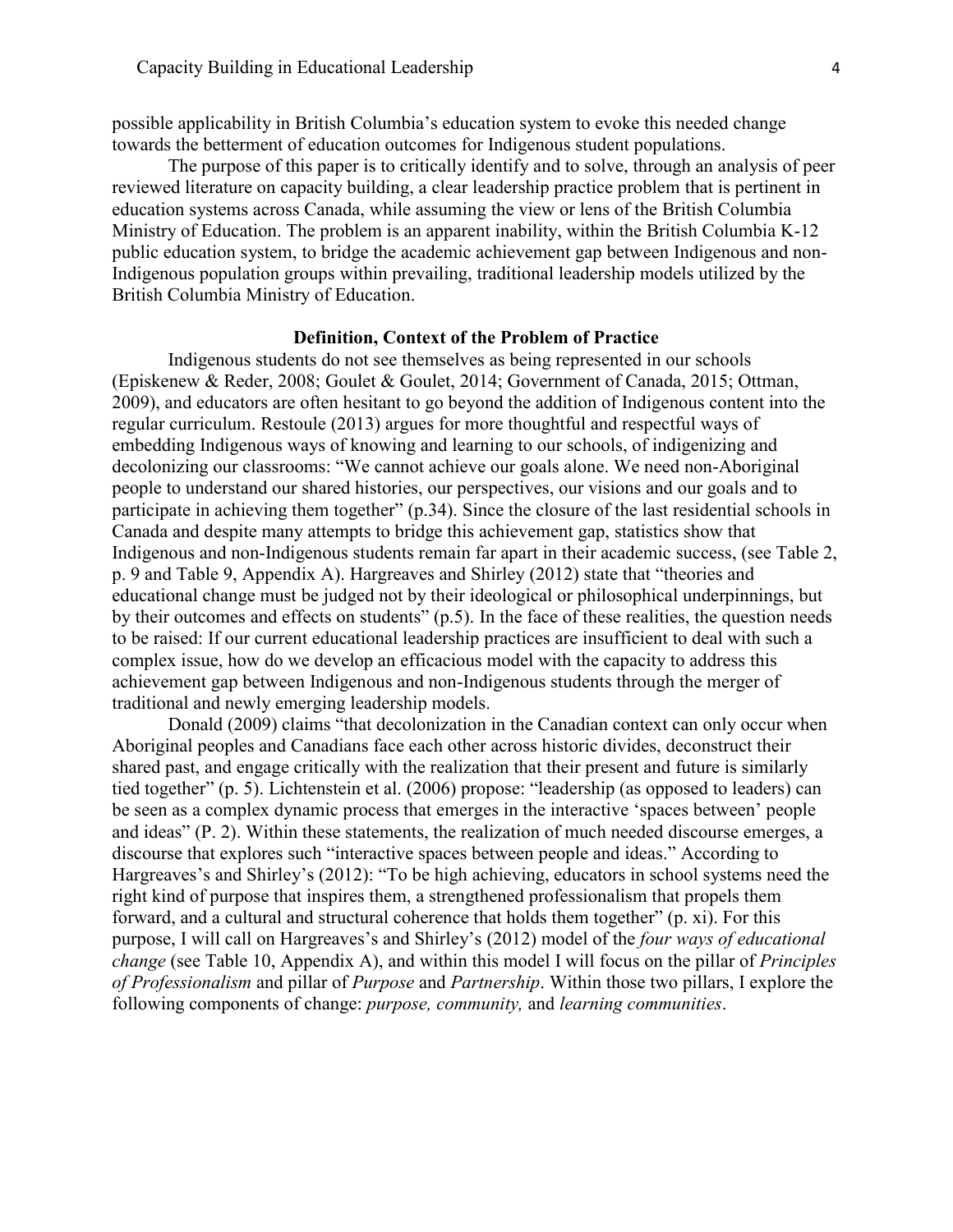possible applicability in British Columbia's education system to evoke this needed change towards the betterment of education outcomes for Indigenous student populations.

The purpose of this paper is to critically identify and to solve, through an analysis of peer reviewed literature on capacity building, a clear leadership practice problem that is pertinent in education systems across Canada, while assuming the view or lens of the British Columbia Ministry of Education. The problem is an apparent inability, within the British Columbia K-12 public education system, to bridge the academic achievement gap between Indigenous and non-Indigenous population groups within prevailing, traditional leadership models utilized by the British Columbia Ministry of Education.

## Definition, Context of the Problem of Practice

Indigenous students do not see themselves as being represented in our schools (Episkenew & Reder, 2008; Goulet & Goulet, 2014; Government of Canada, 2015; Ottman, 2009), and educators are often hesitant to go beyond the addition of Indigenous content into the regular curriculum. Restoule (2013) argues for more thoughtful and respectful ways of embedding Indigenous ways of knowing and learning to our schools, of indigenizing and decolonizing our classrooms: "We cannot achieve our goals alone. We need non-Aboriginal people to understand our shared histories, our perspectives, our visions and our goals and to participate in achieving them together" (p.34). Since the closure of the last residential schools in Canada and despite many attempts to bridge this achievement gap, statistics show that Indigenous and non-Indigenous students remain far apart in their academic success, (see Table 2, p. 9 and Table 9, Appendix A). Hargreaves and Shirley (2012) state that "theories and educational change must be judged not by their ideological or philosophical underpinnings, but by their outcomes and effects on students" (p.5). In the face of these realities, the question needs to be raised: If our current educational leadership practices are insufficient to deal with such a complex issue, how do we develop an efficacious model with the capacity to address this achievement gap between Indigenous and non-Indigenous students through the merger of traditional and newly emerging leadership models.

Donald (2009) claims "that decolonization in the Canadian context can only occur when Aboriginal peoples and Canadians face each other across historic divides, deconstruct their shared past, and engage critically with the realization that their present and future is similarly tied together" (p. 5). Lichtenstein et al. (2006) propose: "leadership (as opposed to leaders) can be seen as a complex dynamic process that emerges in the interactive 'spaces between' people and ideas" (P. 2). Within these statements, the realization of much needed discourse emerges, a discourse that explores such "interactive spaces between people and ideas." According to Hargreaves's and Shirley's (2012): "To be high achieving, educators in school systems need the right kind of purpose that inspires them, a strengthened professionalism that propels them forward, and a cultural and structural coherence that holds them together" (p. xi). For this purpose, I will call on Hargreaves's and Shirley's (2012) model of the *four ways of educational change* (see Table 10, Appendix A), and within this model I will focus on the pillar of *Principles of Professionalism* and pillar of *Purpose* and *Partnership*. Within those two pillars, I explore the following components of change: *purpose, community,* and *learning communities*.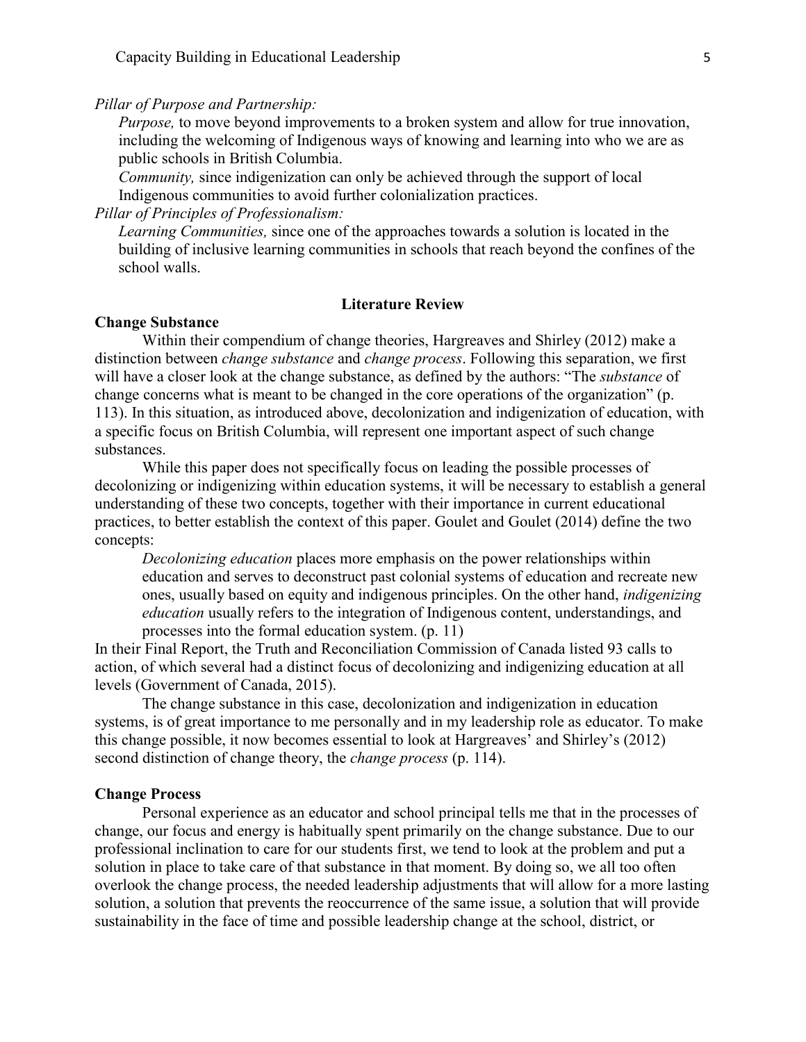*Pillar of Purpose and Partnership:*

*Purpose,* to move beyond improvements to a broken system and allow for true innovation, including the welcoming of Indigenous ways of knowing and learning into who we are as public schools in British Columbia.

*Community,* since indigenization can only be achieved through the support of local Indigenous communities to avoid further colonialization practices.

*Pillar of Principles of Professionalism:*

*Learning Communities,* since one of the approaches towards a solution is located in the building of inclusive learning communities in schools that reach beyond the confines of the school walls.

## Literature Review

### Change Substance

Within their compendium of change theories, Hargreaves and Shirley (2012) make a distinction between *change substance* and *change process*. Following this separation, we first will have a closer look at the change substance, as defined by the authors: "The *substance* of change concerns what is meant to be changed in the core operations of the organization" (p. 113). In this situation, as introduced above, decolonization and indigenization of education, with a specific focus on British Columbia, will represent one important aspect of such change substances.

While this paper does not specifically focus on leading the possible processes of decolonizing or indigenizing within education systems, it will be necessary to establish a general understanding of these two concepts, together with their importance in current educational practices, to better establish the context of this paper. Goulet and Goulet (2014) define the two concepts:

> *Decolonizing education* places more emphasis on the power relationships within education and serves to deconstruct past colonial systems of education and recreate new ones, usually based on equity and indigenous principles. On the other hand, *indigenizing education* usually refers to the integration of Indigenous content, understandings, and processes into the formal education system. (p. 11)

In their Final Report, the Truth and Reconciliation Commission of Canada listed 93 calls to action, of which several had a distinct focus of decolonizing and indigenizing education at all levels (Government of Canada, 2015).

The change substance in this case, decolonization and indigenization in education systems, is of great importance to me personally and in my leadership role as educator. To make this change possible, it now becomes essential to look at Hargreaves' and Shirley's (2012) second distinction of change theory, the *change process* (p. 114).

### Change Process

Personal experience as an educator and school principal tells me that in the processes of change, our focus and energy is habitually spent primarily on the change substance. Due to our professional inclination to care for our students first, we tend to look at the problem and put a solution in place to take care of that substance in that moment. By doing so, we all too often overlook the change process, the needed leadership adjustments that will allow for a more lasting solution, a solution that prevents the reoccurrence of the same issue, a solution that will provide sustainability in the face of time and possible leadership change at the school, district, or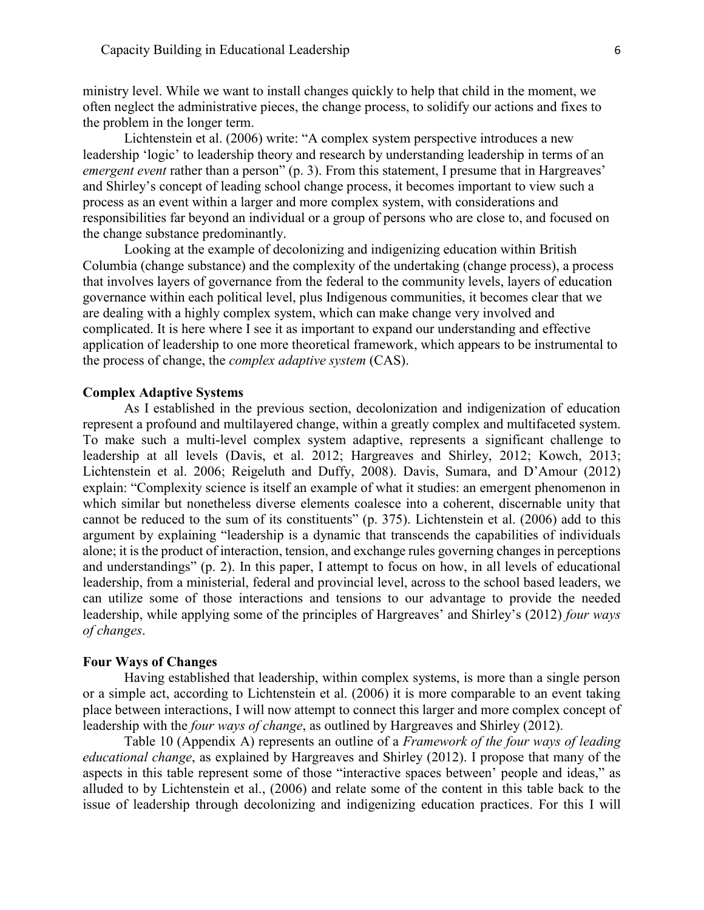ministry level. While we want to install changes quickly to help that child in the moment, we often neglect the administrative pieces, the change process, to solidify our actions and fixes to the problem in the longer term.

Lichtenstein et al. (2006) write: "A complex system perspective introduces a new leadership 'logic' to leadership theory and research by understanding leadership in terms of an *emergent event* rather than a person" (p. 3). From this statement, I presume that in Hargreaves' and Shirley's concept of leading school change process, it becomes important to view such a process as an event within a larger and more complex system, with considerations and responsibilities far beyond an individual or a group of persons who are close to, and focused on the change substance predominantly.

Looking at the example of decolonizing and indigenizing education within British Columbia (change substance) and the complexity of the undertaking (change process), a process that involves layers of governance from the federal to the community levels, layers of education governance within each political level, plus Indigenous communities, it becomes clear that we are dealing with a highly complex system, which can make change very involved and complicated. It is here where I see it as important to expand our understanding and effective application of leadership to one more theoretical framework, which appears to be instrumental to the process of change, the *complex adaptive system* (CAS).

## Complex Adaptive Systems

As I established in the previous section, decolonization and indigenization of education represent a profound and multilayered change, within a greatly complex and multifaceted system. To make such a multi-level complex system adaptive, represents a significant challenge to leadership at all levels (Davis, et al. 2012; Hargreaves and Shirley, 2012; Kowch, 2013; Lichtenstein et al. 2006; Reigeluth and Duffy, 2008). Davis, Sumara, and D'Amour (2012) explain: "Complexity science is itself an example of what it studies: an emergent phenomenon in which similar but nonetheless diverse elements coalesce into a coherent, discernable unity that cannot be reduced to the sum of its constituents" (p. 375). Lichtenstein et al. (2006) add to this argument by explaining "leadership is a dynamic that transcends the capabilities of individuals alone; it is the product of interaction, tension, and exchange rules governing changes in perceptions and understandings" (p. 2). In this paper, I attempt to focus on how, in all levels of educational leadership, from a ministerial, federal and provincial level, across to the school based leaders, we can utilize some of those interactions and tensions to our advantage to provide the needed leadership, while applying some of the principles of Hargreaves' and Shirley's (2012) *four ways of changes*.

## Four Ways of Changes

Having established that leadership, within complex systems, is more than a single person or a simple act, according to Lichtenstein et al. (2006) it is more comparable to an event taking place between interactions, I will now attempt to connect this larger and more complex concept of leadership with the *four ways of change*, as outlined by Hargreaves and Shirley (2012).

Table 10 (Appendix A) represents an outline of a *Framework of the four ways of leading educational change*, as explained by Hargreaves and Shirley (2012). I propose that many of the aspects in this table represent some of those "interactive spaces between' people and ideas," as alluded to by Lichtenstein et al., (2006) and relate some of the content in this table back to the issue of leadership through decolonizing and indigenizing education practices. For this I will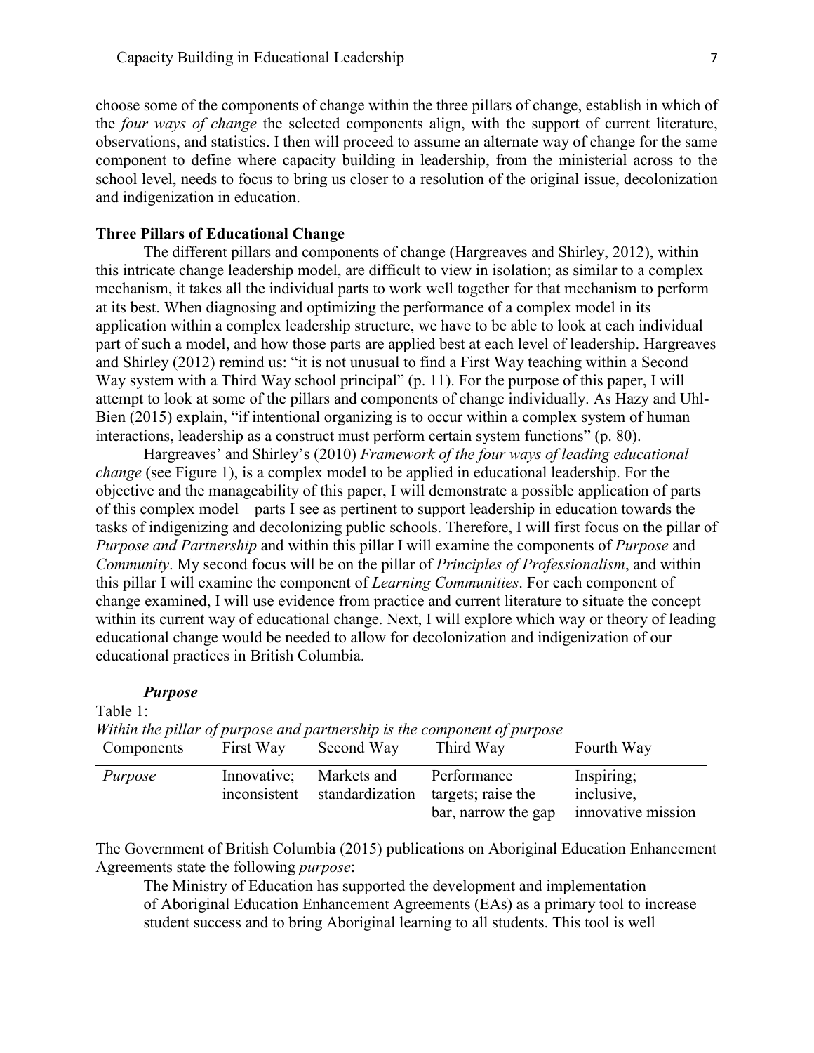choose some of the components of change within the three pillars of change, establish in which of the *four ways of change* the selected components align, with the support of current literature, observations, and statistics. I then will proceed to assume an alternate way of change for the same component to define where capacity building in leadership, from the ministerial across to the school level, needs to focus to bring us closer to a resolution of the original issue, decolonization and indigenization in education.

## Three Pillars of Educational Change

The different pillars and components of change (Hargreaves and Shirley, 2012), within this intricate change leadership model, are difficult to view in isolation; as similar to a complex mechanism, it takes all the individual parts to work well together for that mechanism to perform at its best. When diagnosing and optimizing the performance of a complex model in its application within a complex leadership structure, we have to be able to look at each individual part of such a model, and how those parts are applied best at each level of leadership. Hargreaves and Shirley (2012) remind us: "it is not unusual to find a First Way teaching within a Second Way system with a Third Way school principal" (p. 11). For the purpose of this paper, I will attempt to look at some of the pillars and components of change individually. As Hazy and Uhl-Bien (2015) explain, "if intentional organizing is to occur within a complex system of human interactions, leadership as a construct must perform certain system functions" (p. 80).

Hargreaves' and Shirley's (2010) *Framework of the four ways of leading educational change* (see Figure 1), is a complex model to be applied in educational leadership. For the objective and the manageability of this paper, I will demonstrate a possible application of parts of this complex model – parts I see as pertinent to support leadership in education towards the tasks of indigenizing and decolonizing public schools. Therefore, I will first focus on the pillar of *Purpose and Partnership* and within this pillar I will examine the components of *Purpose* and *Community*. My second focus will be on the pillar of *Principles of Professionalism*, and within this pillar I will examine the component of *Learning Communities*. For each component of change examined, I will use evidence from practice and current literature to situate the concept within its current way of educational change. Next, I will explore which way or theory of leading educational change would be needed to allow for decolonization and indigenization of our educational practices in British Columbia.

### *Purpose*

Table 1:
*Within the pillar of purpose and partnership is the component of purpose*

| Components | First Way | Second Way | Third Way | Fourth Way |
|---|---|---|---|---|
| *Purpose* | Innovative; inconsistent | Markets and standardization | Performance targets; raise the bar, narrow the gap | Inspiring; inclusive, innovative mission |

The Government of British Columbia (2015) publications on Aboriginal Education Enhancement Agreements state the following *purpose*:

> The Ministry of Education has supported the development and implementation of Aboriginal Education Enhancement Agreements (EAs) as a primary tool to increase student success and to bring Aboriginal learning to all students. This tool is well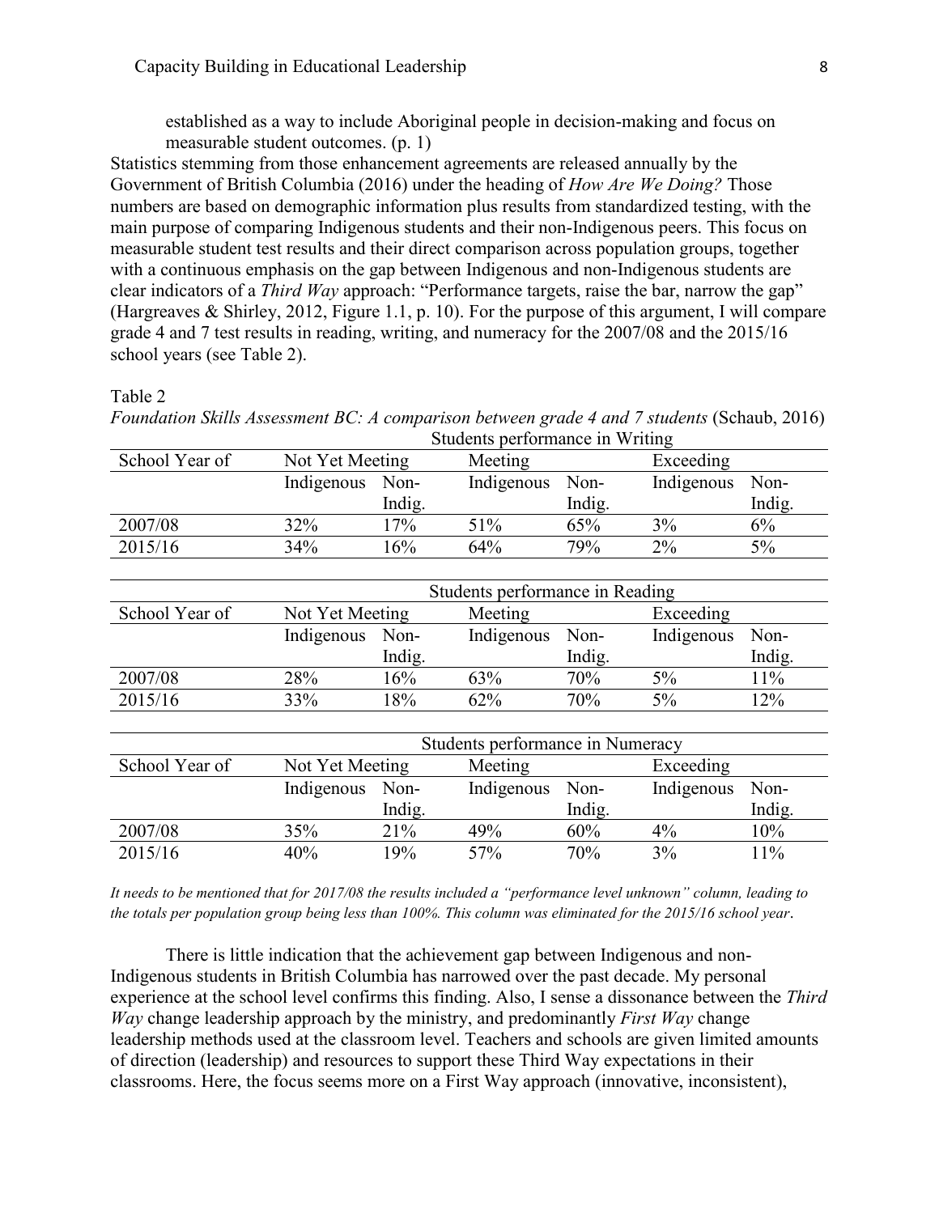established as a way to include Aboriginal people in decision-making and focus on measurable student outcomes. (p. 1)

Statistics stemming from those enhancement agreements are released annually by the Government of British Columbia (2016) under the heading of *How Are We Doing?* Those numbers are based on demographic information plus results from standardized testing, with the main purpose of comparing Indigenous students and their non-Indigenous peers. This focus on measurable student test results and their direct comparison across population groups, together with a continuous emphasis on the gap between Indigenous and non-Indigenous students are clear indicators of a *Third Way* approach: "Performance targets, raise the bar, narrow the gap" (Hargreaves & Shirley, 2012, Figure 1.1, p. 10). For the purpose of this argument, I will compare grade 4 and 7 test results in reading, writing, and numeracy for the 2007/08 and the 2015/16 school years (see Table 2).

Table 2

*Foundation Skills Assessment BC: A comparison between grade 4 and 7 students* (Schaub, 2016)

| | Students performance in Writing | | | | | |
|---|---|---|---|---|---|---|
| School Year of | Not Yet Meeting | | Meeting | | Exceeding | |
| | Indigenous | Non-Indig. | Indigenous | Non-Indig. | Indigenous | Non-Indig. |
| 2007/08 | 32% | 17% | 51% | 65% | 3% | 6% |
| 2015/16 | 34% | 16% | 64% | 79% | 2% | 5% |

| | Students performance in Reading | | | | | |
|---|---|---|---|---|---|---|
| School Year of | Not Yet Meeting | | Meeting | | Exceeding | |
| | Indigenous | Non-Indig. | Indigenous | Non-Indig. | Indigenous | Non-Indig. |
| 2007/08 | 28% | 16% | 63% | 70% | 5% | 11% |
| 2015/16 | 33% | 18% | 62% | 70% | 5% | 12% |

| | Students performance in Numeracy | | | | | |
|---|---|---|---|---|---|---|
| School Year of | Not Yet Meeting | | Meeting | | Exceeding | |
| | Indigenous | Non-Indig. | Indigenous | Non-Indig. | Indigenous | Non-Indig. |
| 2007/08 | 35% | 21% | 49% | 60% | 4% | 10% |
| 2015/16 | 40% | 19% | 57% | 70% | 3% | 11% |

*It needs to be mentioned that for 2017/08 the results included a "performance level unknown" column, leading to the totals per population group being less than 100%. This column was eliminated for the 2015/16 school year.*

There is little indication that the achievement gap between Indigenous and non-Indigenous students in British Columbia has narrowed over the past decade. My personal experience at the school level confirms this finding. Also, I sense a dissonance between the *Third Way* change leadership approach by the ministry, and predominantly *First Way* change leadership methods used at the classroom level. Teachers and schools are given limited amounts of direction (leadership) and resources to support these Third Way expectations in their classrooms. Here, the focus seems more on a First Way approach (innovative, inconsistent),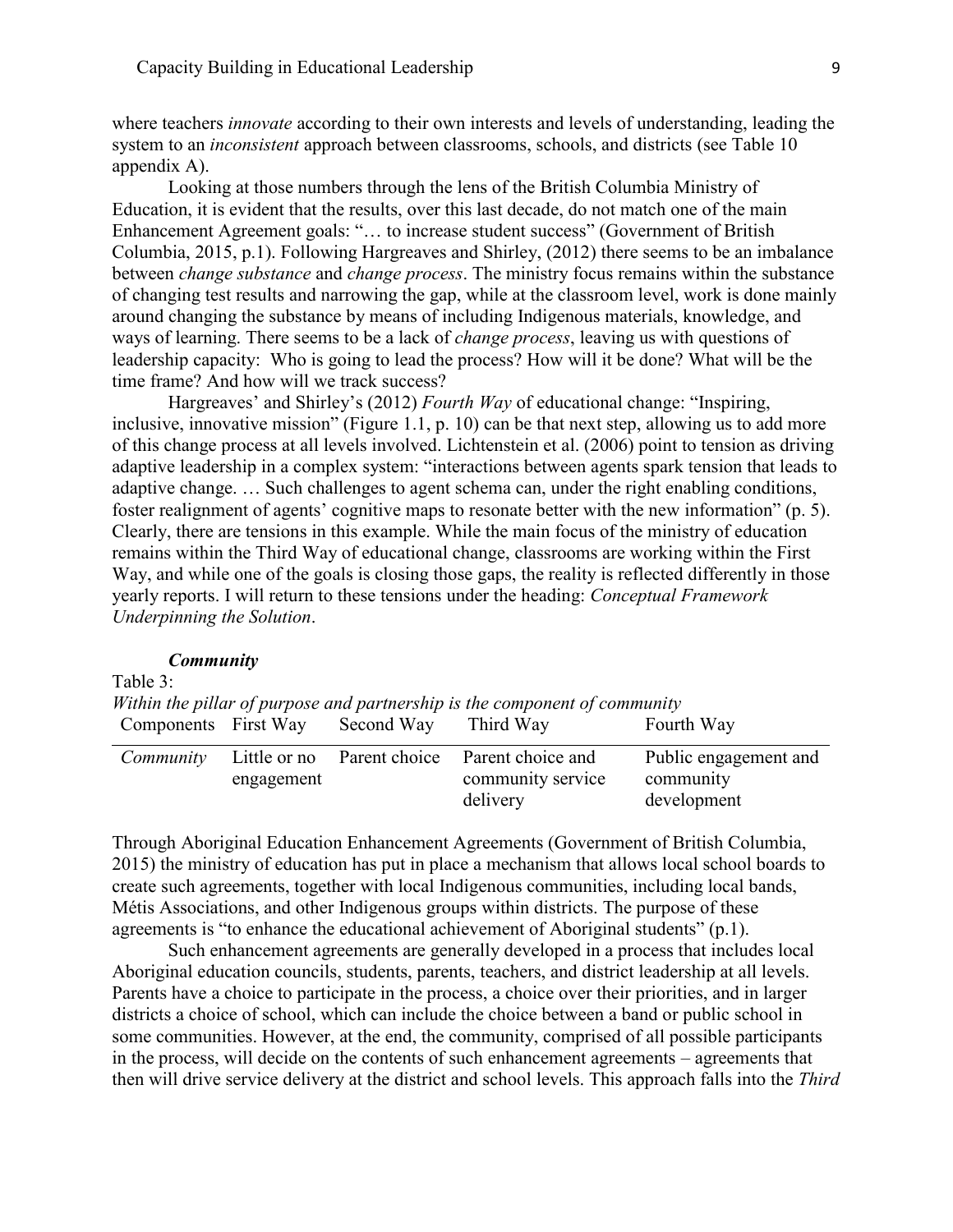where teachers *innovate* according to their own interests and levels of understanding, leading the system to an *inconsistent* approach between classrooms, schools, and districts (see Table 10 appendix A).

Looking at those numbers through the lens of the British Columbia Ministry of Education, it is evident that the results, over this last decade, do not match one of the main Enhancement Agreement goals: "… to increase student success" (Government of British Columbia, 2015, p.1). Following Hargreaves and Shirley, (2012) there seems to be an imbalance between *change substance* and *change process*. The ministry focus remains within the substance of changing test results and narrowing the gap, while at the classroom level, work is done mainly around changing the substance by means of including Indigenous materials, knowledge, and ways of learning. There seems to be a lack of *change process*, leaving us with questions of leadership capacity: Who is going to lead the process? How will it be done? What will be the time frame? And how will we track success?

Hargreaves' and Shirley's (2012) *Fourth Way* of educational change: "Inspiring, inclusive, innovative mission" (Figure 1.1, p. 10) can be that next step, allowing us to add more of this change process at all levels involved. Lichtenstein et al. (2006) point to tension as driving adaptive leadership in a complex system: "interactions between agents spark tension that leads to adaptive change. … Such challenges to agent schema can, under the right enabling conditions, foster realignment of agents' cognitive maps to resonate better with the new information" (p. 5). Clearly, there are tensions in this example. While the main focus of the ministry of education remains within the Third Way of educational change, classrooms are working within the First Way, and while one of the goals is closing those gaps, the reality is reflected differently in those yearly reports. I will return to these tensions under the heading: *Conceptual Framework Underpinning the Solution*.

### ***Community***

Table 3:

*Within the pillar of purpose and partnership is the component of community*

| Components | First Way | Second Way | Third Way | Fourth Way |
|---|---|---|---|---|
| *Community* | Little or no engagement | Parent choice | Parent choice and community service delivery | Public engagement and community development |

Through Aboriginal Education Enhancement Agreements (Government of British Columbia, 2015) the ministry of education has put in place a mechanism that allows local school boards to create such agreements, together with local Indigenous communities, including local bands, Métis Associations, and other Indigenous groups within districts. The purpose of these agreements is "to enhance the educational achievement of Aboriginal students" (p.1).

Such enhancement agreements are generally developed in a process that includes local Aboriginal education councils, students, parents, teachers, and district leadership at all levels. Parents have a choice to participate in the process, a choice over their priorities, and in larger districts a choice of school, which can include the choice between a band or public school in some communities. However, at the end, the community, comprised of all possible participants in the process, will decide on the contents of such enhancement agreements – agreements that then will drive service delivery at the district and school levels. This approach falls into the *Third*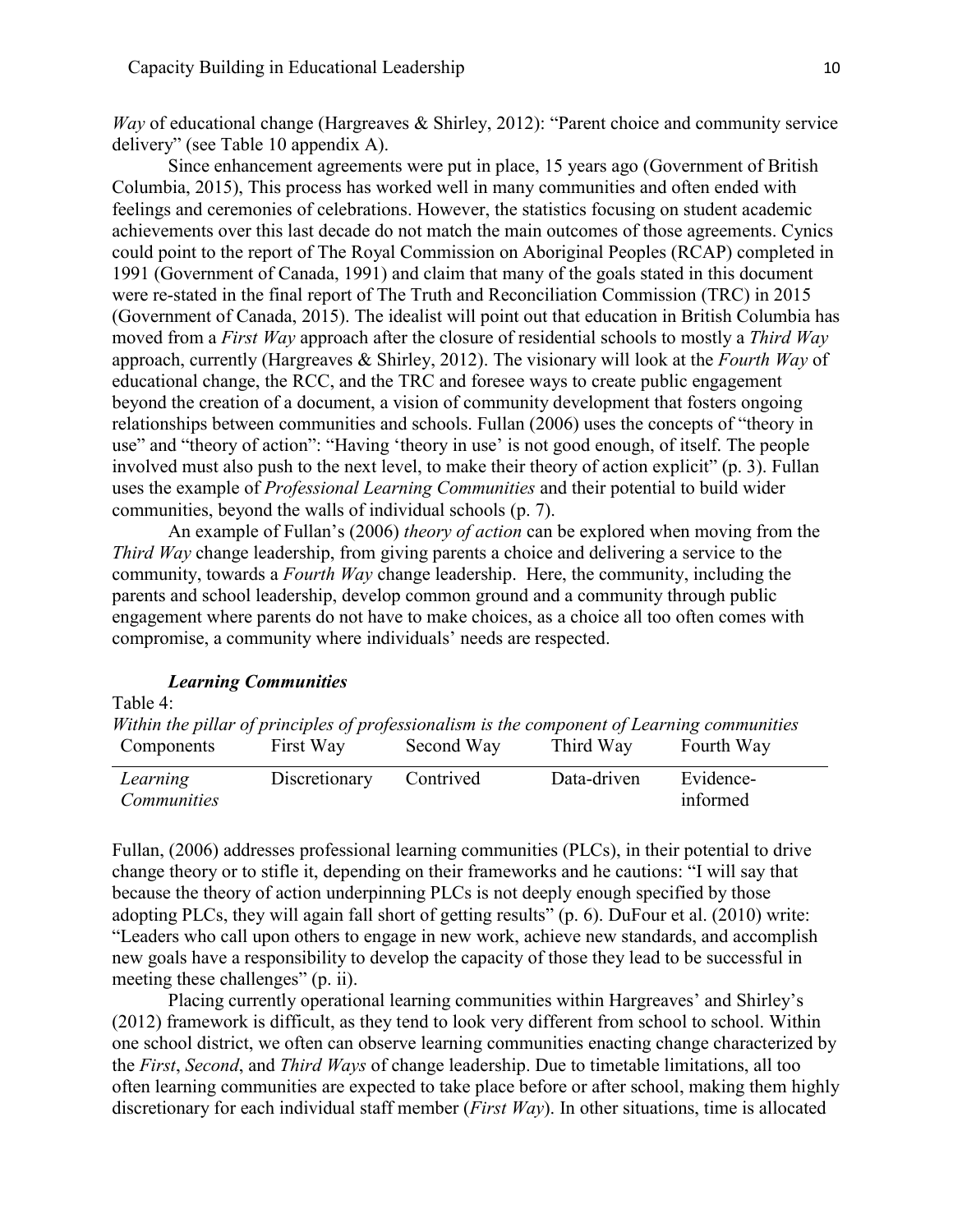*Way* of educational change (Hargreaves & Shirley, 2012): “Parent choice and community service delivery” (see Table 10 appendix A).

Since enhancement agreements were put in place, 15 years ago (Government of British Columbia, 2015), This process has worked well in many communities and often ended with feelings and ceremonies of celebrations. However, the statistics focusing on student academic achievements over this last decade do not match the main outcomes of those agreements. Cynics could point to the report of The Royal Commission on Aboriginal Peoples (RCAP) completed in 1991 (Government of Canada, 1991) and claim that many of the goals stated in this document were re-stated in the final report of The Truth and Reconciliation Commission (TRC) in 2015 (Government of Canada, 2015). The idealist will point out that education in British Columbia has moved from a *First Way* approach after the closure of residential schools to mostly a *Third Way* approach, currently (Hargreaves & Shirley, 2012). The visionary will look at the *Fourth Way* of educational change, the RCC, and the TRC and foresee ways to create public engagement beyond the creation of a document, a vision of community development that fosters ongoing relationships between communities and schools. Fullan (2006) uses the concepts of “theory in use” and “theory of action”: “Having ‘theory in use’ is not good enough, of itself. The people involved must also push to the next level, to make their theory of action explicit” (p. 3). Fullan uses the example of *Professional Learning Communities* and their potential to build wider communities, beyond the walls of individual schools (p. 7).

An example of Fullan’s (2006) *theory of action* can be explored when moving from the *Third Way* change leadership, from giving parents a choice and delivering a service to the community, towards a *Fourth Way* change leadership. Here, the community, including the parents and school leadership, develop common ground and a community through public engagement where parents do not have to make choices, as a choice all too often comes with compromise, a community where individuals’ needs are respected.

***Learning Communities***

Table 4:

*Within the pillar of principles of professionalism is the component of Learning communities*

| Components | First Way | Second Way | Third Way | Fourth Way |
|---|---|---|---|---|
| *Learning Communities* | Discretionary | Contrived | Data-driven | Evidence-informed |

Fullan, (2006) addresses professional learning communities (PLCs), in their potential to drive change theory or to stifle it, depending on their frameworks and he cautions: “I will say that because the theory of action underpinning PLCs is not deeply enough specified by those adopting PLCs, they will again fall short of getting results” (p. 6). DuFour et al. (2010) write: “Leaders who call upon others to engage in new work, achieve new standards, and accomplish new goals have a responsibility to develop the capacity of those they lead to be successful in meeting these challenges” (p. ii).

Placing currently operational learning communities within Hargreaves’ and Shirley’s (2012) framework is difficult, as they tend to look very different from school to school. Within one school district, we often can observe learning communities enacting change characterized by the *First*, *Second*, and *Third Ways* of change leadership. Due to timetable limitations, all too often learning communities are expected to take place before or after school, making them highly discretionary for each individual staff member (*First Way*). In other situations, time is allocated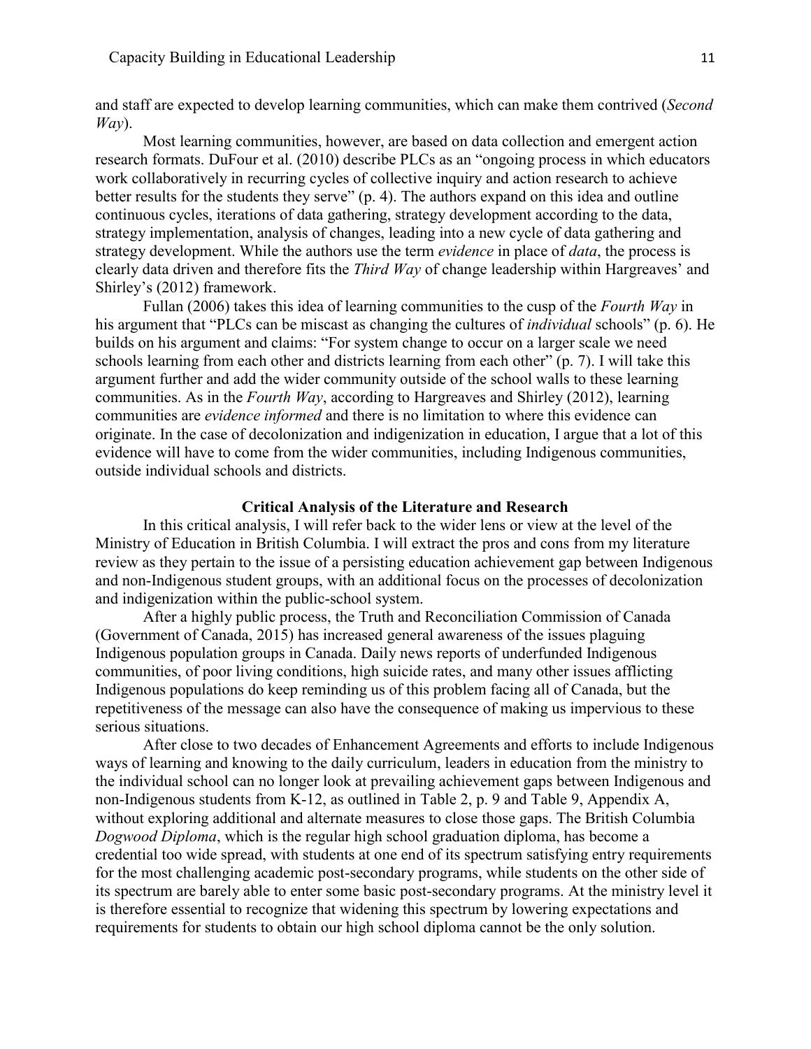and staff are expected to develop learning communities, which can make them contrived (*Second Way*).

Most learning communities, however, are based on data collection and emergent action research formats. DuFour et al. (2010) describe PLCs as an "ongoing process in which educators work collaboratively in recurring cycles of collective inquiry and action research to achieve better results for the students they serve" (p. 4). The authors expand on this idea and outline continuous cycles, iterations of data gathering, strategy development according to the data, strategy implementation, analysis of changes, leading into a new cycle of data gathering and strategy development. While the authors use the term *evidence* in place of *data*, the process is clearly data driven and therefore fits the *Third Way* of change leadership within Hargreaves' and Shirley's (2012) framework.

Fullan (2006) takes this idea of learning communities to the cusp of the *Fourth Way* in his argument that "PLCs can be miscast as changing the cultures of *individual* schools" (p. 6). He builds on his argument and claims: "For system change to occur on a larger scale we need schools learning from each other and districts learning from each other" (p. 7). I will take this argument further and add the wider community outside of the school walls to these learning communities. As in the *Fourth Way*, according to Hargreaves and Shirley (2012), learning communities are *evidence informed* and there is no limitation to where this evidence can originate. In the case of decolonization and indigenization in education, I argue that a lot of this evidence will have to come from the wider communities, including Indigenous communities, outside individual schools and districts.

## Critical Analysis of the Literature and Research

In this critical analysis, I will refer back to the wider lens or view at the level of the Ministry of Education in British Columbia. I will extract the pros and cons from my literature review as they pertain to the issue of a persisting education achievement gap between Indigenous and non-Indigenous student groups, with an additional focus on the processes of decolonization and indigenization within the public-school system.

After a highly public process, the Truth and Reconciliation Commission of Canada (Government of Canada, 2015) has increased general awareness of the issues plaguing Indigenous population groups in Canada. Daily news reports of underfunded Indigenous communities, of poor living conditions, high suicide rates, and many other issues afflicting Indigenous populations do keep reminding us of this problem facing all of Canada, but the repetitiveness of the message can also have the consequence of making us impervious to these serious situations.

After close to two decades of Enhancement Agreements and efforts to include Indigenous ways of learning and knowing to the daily curriculum, leaders in education from the ministry to the individual school can no longer look at prevailing achievement gaps between Indigenous and non-Indigenous students from K-12, as outlined in Table 2, p. 9 and Table 9, Appendix A, without exploring additional and alternate measures to close those gaps. The British Columbia *Dogwood Diploma*, which is the regular high school graduation diploma, has become a credential too wide spread, with students at one end of its spectrum satisfying entry requirements for the most challenging academic post-secondary programs, while students on the other side of its spectrum are barely able to enter some basic post-secondary programs. At the ministry level it is therefore essential to recognize that widening this spectrum by lowering expectations and requirements for students to obtain our high school diploma cannot be the only solution.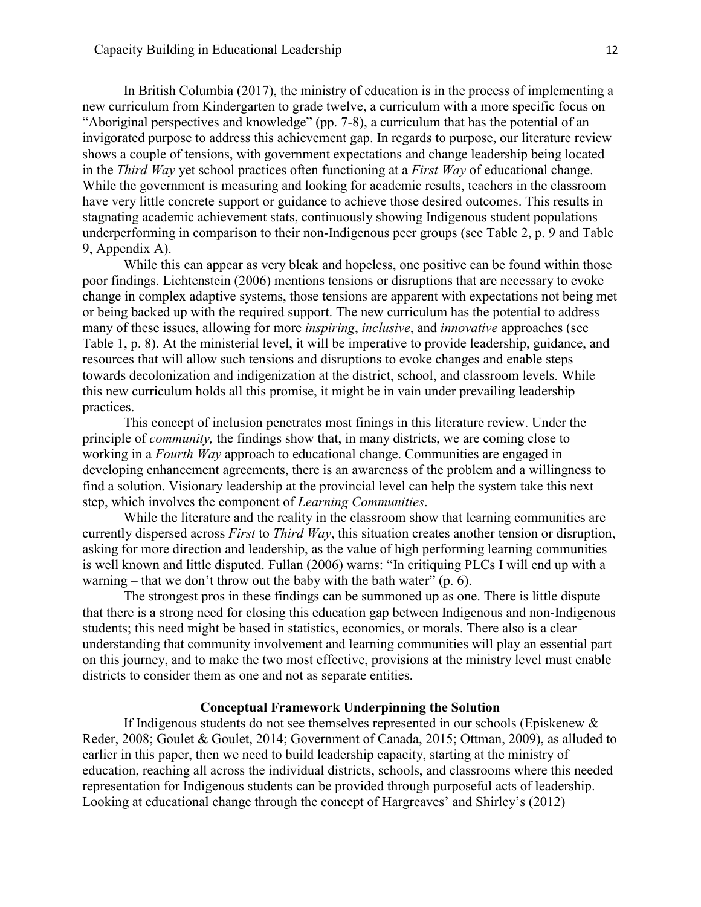In British Columbia (2017), the ministry of education is in the process of implementing a new curriculum from Kindergarten to grade twelve, a curriculum with a more specific focus on "Aboriginal perspectives and knowledge" (pp. 7-8), a curriculum that has the potential of an invigorated purpose to address this achievement gap. In regards to purpose, our literature review shows a couple of tensions, with government expectations and change leadership being located in the *Third Way* yet school practices often functioning at a *First Way* of educational change. While the government is measuring and looking for academic results, teachers in the classroom have very little concrete support or guidance to achieve those desired outcomes. This results in stagnating academic achievement stats, continuously showing Indigenous student populations underperforming in comparison to their non-Indigenous peer groups (see Table 2, p. 9 and Table 9, Appendix A).

While this can appear as very bleak and hopeless, one positive can be found within those poor findings. Lichtenstein (2006) mentions tensions or disruptions that are necessary to evoke change in complex adaptive systems, those tensions are apparent with expectations not being met or being backed up with the required support. The new curriculum has the potential to address many of these issues, allowing for more *inspiring*, *inclusive*, and *innovative* approaches (see Table 1, p. 8). At the ministerial level, it will be imperative to provide leadership, guidance, and resources that will allow such tensions and disruptions to evoke changes and enable steps towards decolonization and indigenization at the district, school, and classroom levels. While this new curriculum holds all this promise, it might be in vain under prevailing leadership practices.

This concept of inclusion penetrates most finings in this literature review. Under the principle of *community,* the findings show that, in many districts, we are coming close to working in a *Fourth Way* approach to educational change. Communities are engaged in developing enhancement agreements, there is an awareness of the problem and a willingness to find a solution. Visionary leadership at the provincial level can help the system take this next step, which involves the component of *Learning Communities*.

While the literature and the reality in the classroom show that learning communities are currently dispersed across *First* to *Third Way*, this situation creates another tension or disruption, asking for more direction and leadership, as the value of high performing learning communities is well known and little disputed. Fullan (2006) warns: "In critiquing PLCs I will end up with a warning – that we don't throw out the baby with the bath water" (p. 6).

The strongest pros in these findings can be summoned up as one. There is little dispute that there is a strong need for closing this education gap between Indigenous and non-Indigenous students; this need might be based in statistics, economics, or morals. There also is a clear understanding that community involvement and learning communities will play an essential part on this journey, and to make the two most effective, provisions at the ministry level must enable districts to consider them as one and not as separate entities.

## Conceptual Framework Underpinning the Solution

If Indigenous students do not see themselves represented in our schools (Episkenew & Reder, 2008; Goulet & Goulet, 2014; Government of Canada, 2015; Ottman, 2009), as alluded to earlier in this paper, then we need to build leadership capacity, starting at the ministry of education, reaching all across the individual districts, schools, and classrooms where this needed representation for Indigenous students can be provided through purposeful acts of leadership. Looking at educational change through the concept of Hargreaves' and Shirley's (2012)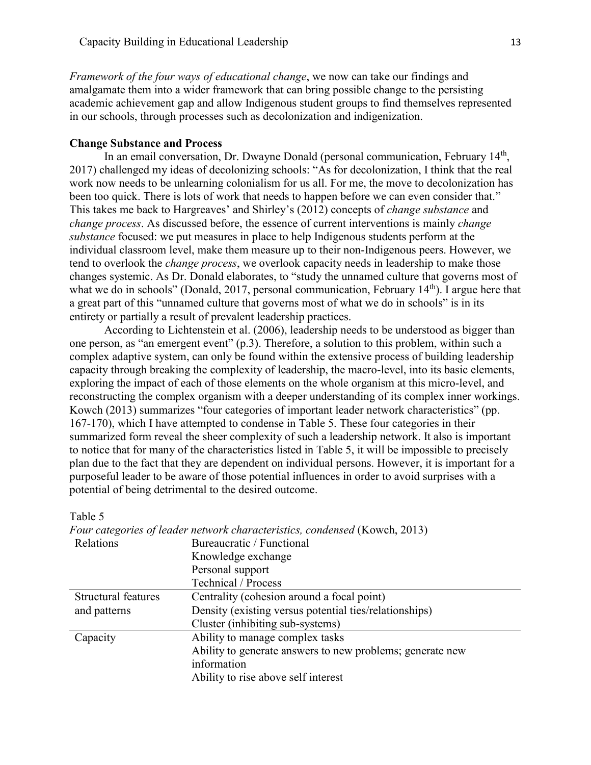*Framework of the four ways of educational change*, we now can take our findings and amalgamate them into a wider framework that can bring possible change to the persisting academic achievement gap and allow Indigenous student groups to find themselves represented in our schools, through processes such as decolonization and indigenization.

### Change Substance and Process

In an email conversation, Dr. Dwayne Donald (personal communication, February 14th, 2017) challenged my ideas of decolonizing schools: "As for decolonization, I think that the real work now needs to be unlearning colonialism for us all. For me, the move to decolonization has been too quick. There is lots of work that needs to happen before we can even consider that." This takes me back to Hargreaves' and Shirley's (2012) concepts of *change substance* and *change process*. As discussed before, the essence of current interventions is mainly *change substance* focused: we put measures in place to help Indigenous students perform at the individual classroom level, make them measure up to their non-Indigenous peers. However, we tend to overlook the *change process*, we overlook capacity needs in leadership to make those changes systemic. As Dr. Donald elaborates, to "study the unnamed culture that governs most of what we do in schools" (Donald, 2017, personal communication, February 14th). I argue here that a great part of this "unnamed culture that governs most of what we do in schools" is in its entirety or partially a result of prevalent leadership practices.

According to Lichtenstein et al. (2006), leadership needs to be understood as bigger than one person, as "an emergent event" (p.3). Therefore, a solution to this problem, within such a complex adaptive system, can only be found within the extensive process of building leadership capacity through breaking the complexity of leadership, the macro-level, into its basic elements, exploring the impact of each of those elements on the whole organism at this micro-level, and reconstructing the complex organism with a deeper understanding of its complex inner workings. Kowch (2013) summarizes "four categories of important leader network characteristics" (pp. 167-170), which I have attempted to condense in Table 5. These four categories in their summarized form reveal the sheer complexity of such a leadership network. It also is important to notice that for many of the characteristics listed in Table 5, it will be impossible to precisely plan due to the fact that they are dependent on individual persons. However, it is important for a purposeful leader to be aware of those potential influences in order to avoid surprises with a potential of being detrimental to the desired outcome.

Table 5

*Four categories of leader network characteristics, condensed* (Kowch, 2013)

| | |
|---|---|
| Relations | Bureaucratic / Functional<br>Knowledge exchange<br>Personal support<br>Technical / Process |
| Structural features and patterns | Centrality (cohesion around a focal point)<br>Density (existing versus potential ties/relationships)<br>Cluster (inhibiting sub-systems) |
| Capacity | Ability to manage complex tasks<br>Ability to generate answers to new problems; generate new information<br>Ability to rise above self interest |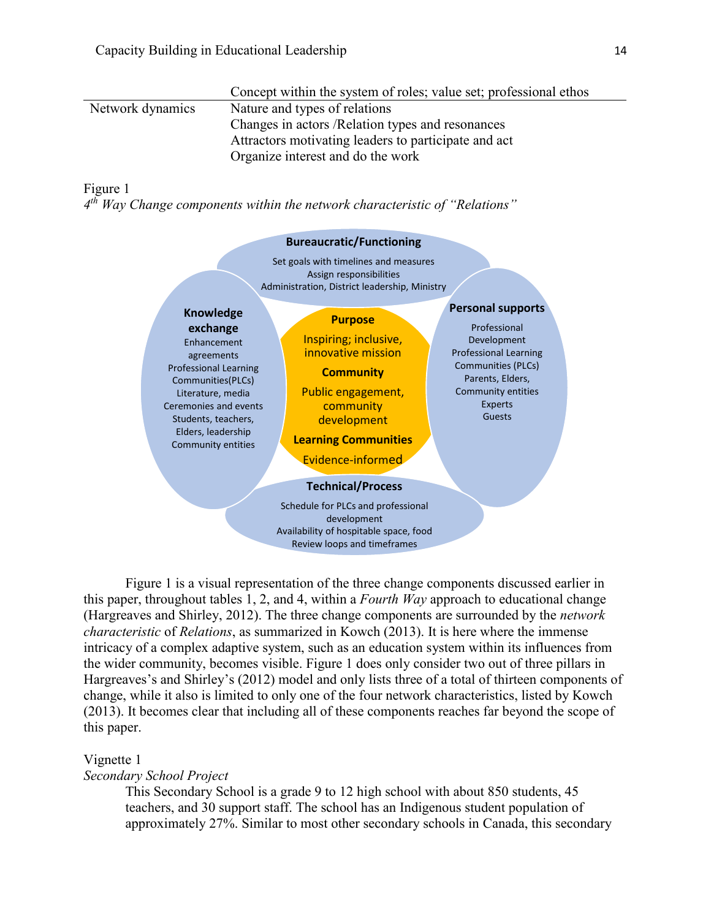| | |
|---|---|
| | Concept within the system of roles; value set; professional ethos |
| Network dynamics | Nature and types of relations<br>Changes in actors /Relation types and resonances<br>Attractors motivating leaders to participate and act<br>Organize interest and do the work |

Figure 1
*4th Way Change components within the network characteristic of "Relations"*

**Bureaucratic/Functioning**
Set goals with timelines and measures
Assign responsibilities
Administration, District leadership, Ministry

**Knowledge exchange**
Enhancement agreements
Professional Learning Communities(PLCs)
Literature, media
Ceremonies and events
Students, teachers, Elders, leadership
Community entities

**Purpose**
Inspiring; inclusive, innovative mission

**Community**
Public engagement, community development

**Learning Communities**
Evidence-informed

**Personal supports**
Professional Development
Professional Learning Communities (PLCs)
Parents, Elders, Community entities
Experts
Guests

**Technical/Process**
Schedule for PLCs and professional development
Availability of hospitable space, food
Review loops and timeframes

Figure 1 is a visual representation of the three change components discussed earlier in this paper, throughout tables 1, 2, and 4, within a *Fourth Way* approach to educational change (Hargreaves and Shirley, 2012). The three change components are surrounded by the *network characteristic* of *Relations*, as summarized in Kowch (2013). It is here where the immense intricacy of a complex adaptive system, such as an education system within its influences from the wider community, becomes visible. Figure 1 does only consider two out of three pillars in Hargreaves's and Shirley's (2012) model and only lists three of a total of thirteen components of change, while it also is limited to only one of the four network characteristics, listed by Kowch (2013). It becomes clear that including all of these components reaches far beyond the scope of this paper.

Vignette 1
*Secondary School Project*

This Secondary School is a grade 9 to 12 high school with about 850 students, 45 teachers, and 30 support staff. The school has an Indigenous student population of approximately 27%. Similar to most other secondary schools in Canada, this secondary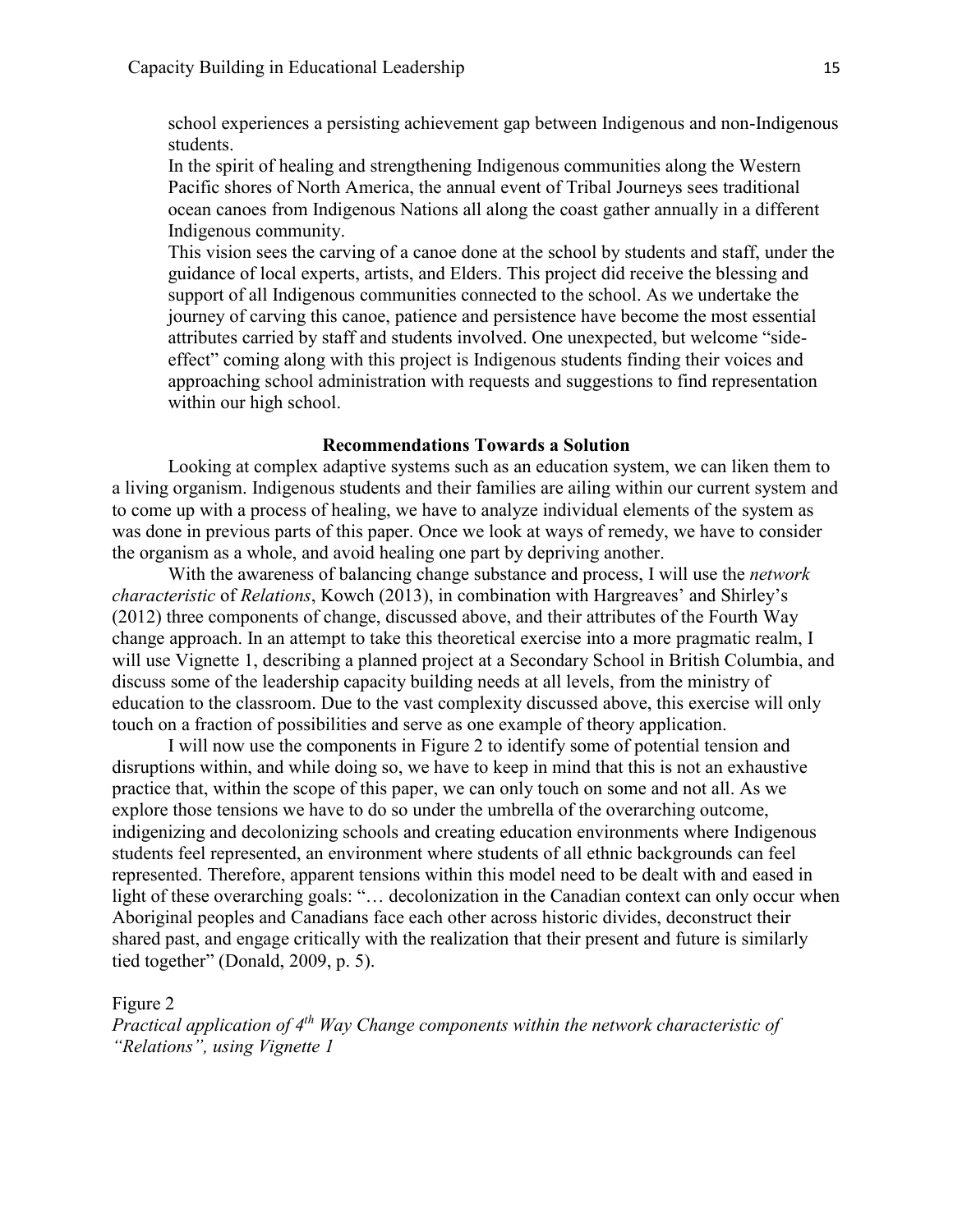school experiences a persisting achievement gap between Indigenous and non-Indigenous students.

In the spirit of healing and strengthening Indigenous communities along the Western Pacific shores of North America, the annual event of Tribal Journeys sees traditional ocean canoes from Indigenous Nations all along the coast gather annually in a different Indigenous community.

This vision sees the carving of a canoe done at the school by students and staff, under the guidance of local experts, artists, and Elders. This project did receive the blessing and support of all Indigenous communities connected to the school. As we undertake the journey of carving this canoe, patience and persistence have become the most essential attributes carried by staff and students involved. One unexpected, but welcome "side-effect" coming along with this project is Indigenous students finding their voices and approaching school administration with requests and suggestions to find representation within our high school.

## Recommendations Towards a Solution

Looking at complex adaptive systems such as an education system, we can liken them to a living organism. Indigenous students and their families are ailing within our current system and to come up with a process of healing, we have to analyze individual elements of the system as was done in previous parts of this paper. Once we look at ways of remedy, we have to consider the organism as a whole, and avoid healing one part by depriving another.

With the awareness of balancing change substance and process, I will use the *network characteristic* of *Relations*, Kowch (2013), in combination with Hargreaves' and Shirley's (2012) three components of change, discussed above, and their attributes of the Fourth Way change approach. In an attempt to take this theoretical exercise into a more pragmatic realm, I will use Vignette 1, describing a planned project at a Secondary School in British Columbia, and discuss some of the leadership capacity building needs at all levels, from the ministry of education to the classroom. Due to the vast complexity discussed above, this exercise will only touch on a fraction of possibilities and serve as one example of theory application.

I will now use the components in Figure 2 to identify some of potential tension and disruptions within, and while doing so, we have to keep in mind that this is not an exhaustive practice that, within the scope of this paper, we can only touch on some and not all. As we explore those tensions we have to do so under the umbrella of the overarching outcome, indigenizing and decolonizing schools and creating education environments where Indigenous students feel represented, an environment where students of all ethnic backgrounds can feel represented. Therefore, apparent tensions within this model need to be dealt with and eased in light of these overarching goals: "… decolonization in the Canadian context can only occur when Aboriginal peoples and Canadians face each other across historic divides, deconstruct their shared past, and engage critically with the realization that their present and future is similarly tied together" (Donald, 2009, p. 5).

Figure 2

*Practical application of 4th Way Change components within the network characteristic of "Relations", using Vignette 1*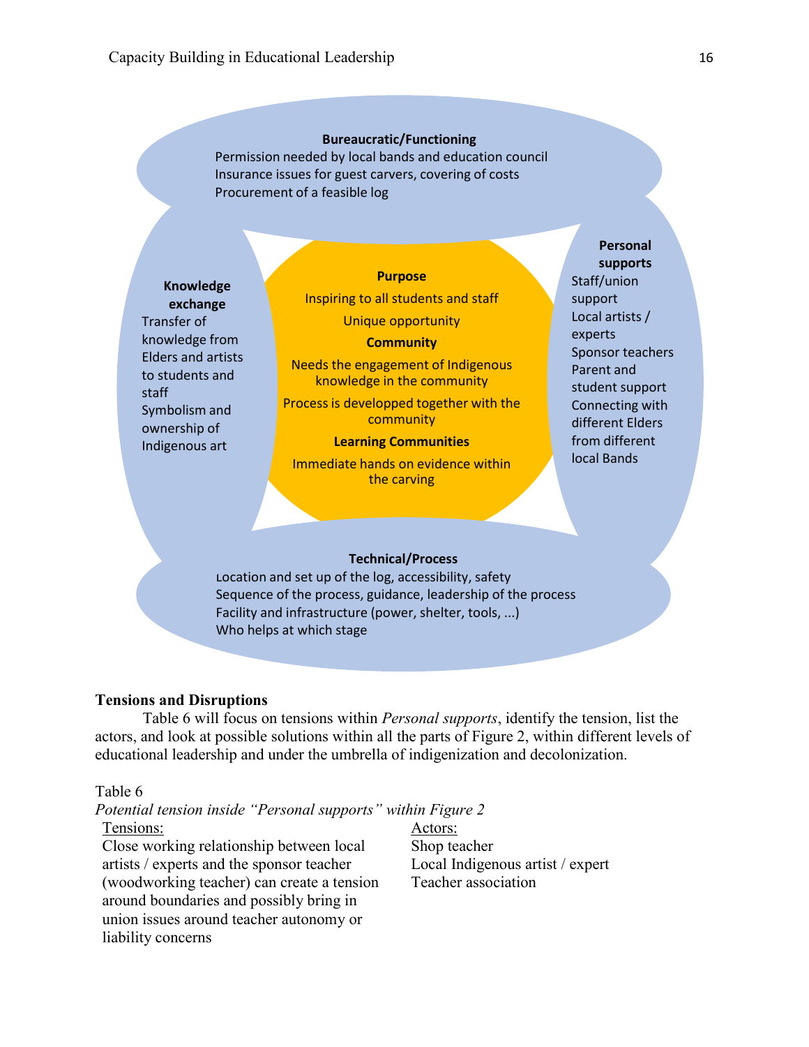**Bureaucratic/Functioning**
Permission needed by local bands and education council
Insurance issues for guest carvers, covering of costs
Procurement of a feasible log

**Knowledge exchange**
Transfer of knowledge from Elders and artists to students and staff
Symbolism and ownership of Indigenous art

**Purpose**
Inspiring to all students and staff
Unique opportunity

**Community**
Needs the engagement of Indigenous knowledge in the community
Process is developped together with the community

**Learning Communities**
Immediate hands on evidence within the carving

**Personal supports**
Staff/union support
Local artists / experts
Sponsor teachers
Parent and student support
Connecting with different Elders from different local Bands

**Technical/Process**
Location and set up of the log, accessibility, safety
Sequence of the process, guidance, leadership of the process
Facility and infrastructure (power, shelter, tools, ...)
Who helps at which stage

## Tensions and Disruptions

Table 6 will focus on tensions within *Personal supports*, identify the tension, list the actors, and look at possible solutions within all the parts of Figure 2, within different levels of educational leadership and under the umbrella of indigenization and decolonization.

Table 6

*Potential tension inside "Personal supports" within Figure 2*

| Tensions: | Actors: |
|---|---|
| Close working relationship between local artists / experts and the sponsor teacher (woodworking teacher) can create a tension around boundaries and possibly bring in union issues around teacher autonomy or liability concerns | Shop teacher<br>Local Indigenous artist / expert<br>Teacher association |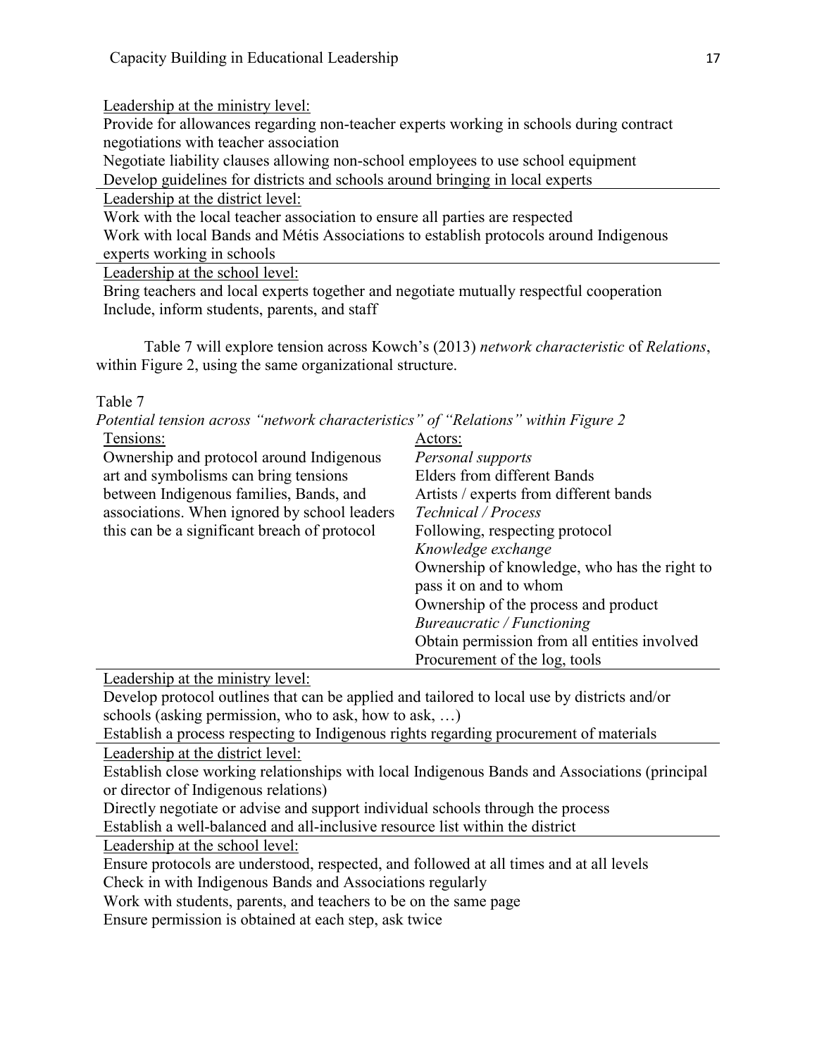Leadership at the ministry level:

Provide for allowances regarding non-teacher experts working in schools during contract negotiations with teacher association

Negotiate liability clauses allowing non-school employees to use school equipment

Develop guidelines for districts and schools around bringing in local experts

Leadership at the district level:

Work with the local teacher association to ensure all parties are respected

Work with local Bands and Métis Associations to establish protocols around Indigenous experts working in schools

Leadership at the school level:

Bring teachers and local experts together and negotiate mutually respectful cooperation

Include, inform students, parents, and staff

Table 7 will explore tension across Kowch's (2013) *network characteristic* of *Relations*, within Figure 2, using the same organizational structure.

Table 7

*Potential tension across "network characteristics" of "Relations" within Figure 2*

| Tensions: | Actors: |
|---|---|
| Ownership and protocol around Indigenous art and symbolisms can bring tensions between Indigenous families, Bands, and associations. When ignored by school leaders this can be a significant breach of protocol | *Personal supports*<br>Elders from different Bands<br>Artists / experts from different bands<br>*Technical / Process*<br>Following, respecting protocol<br>*Knowledge exchange*<br>Ownership of knowledge, who has the right to pass it on and to whom<br>Ownership of the process and product<br>*Bureaucratic / Functioning*<br>Obtain permission from all entities involved<br>Procurement of the log, tools |

Leadership at the ministry level:

Develop protocol outlines that can be applied and tailored to local use by districts and/or schools (asking permission, who to ask, how to ask, …)

Establish a process respecting to Indigenous rights regarding procurement of materials

Leadership at the district level:

Establish close working relationships with local Indigenous Bands and Associations (principal or director of Indigenous relations)

Directly negotiate or advise and support individual schools through the process

Establish a well-balanced and all-inclusive resource list within the district

Leadership at the school level:

Ensure protocols are understood, respected, and followed at all times and at all levels

Check in with Indigenous Bands and Associations regularly

Work with students, parents, and teachers to be on the same page

Ensure permission is obtained at each step, ask twice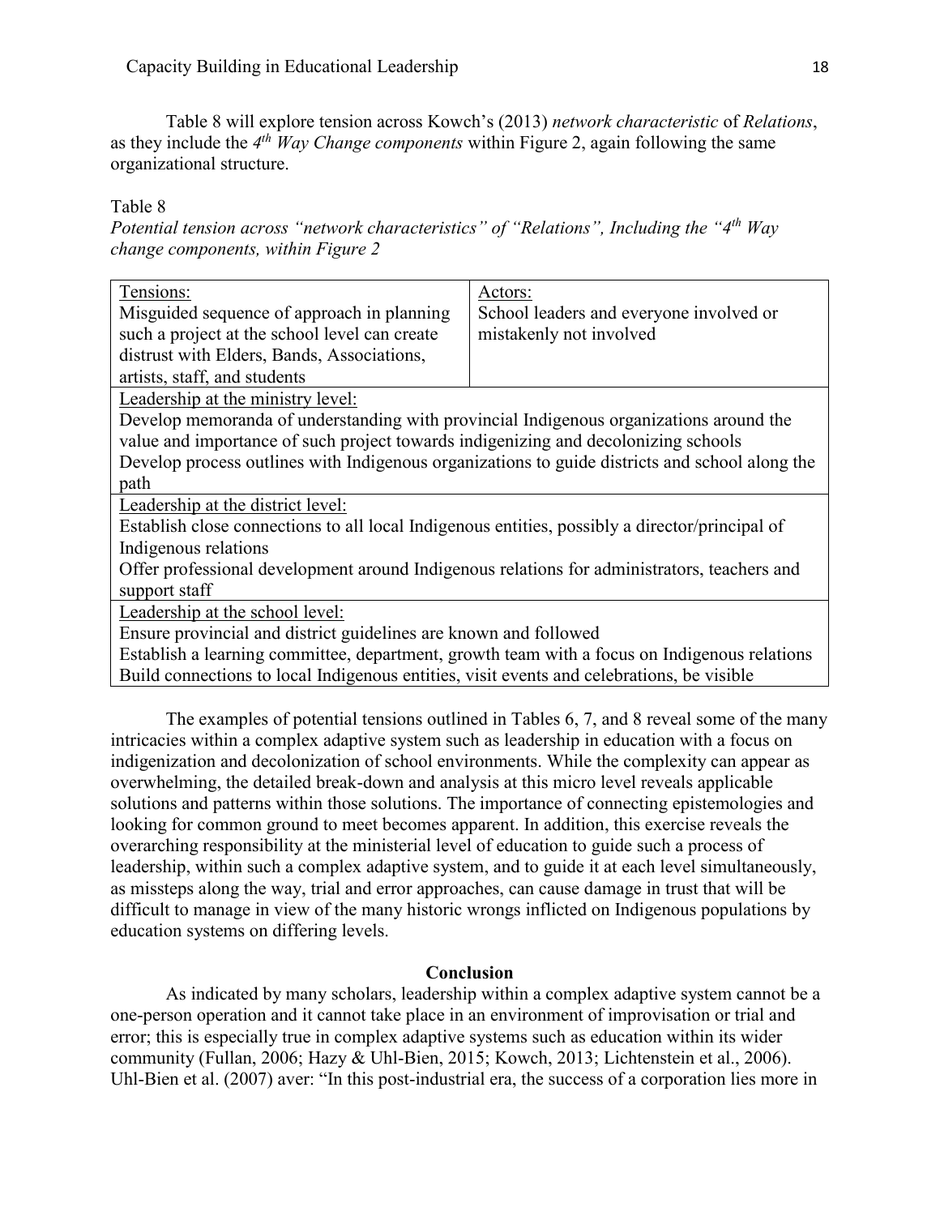Table 8 will explore tension across Kowch's (2013) *network characteristic* of *Relations*, as they include the *4th Way Change components* within Figure 2, again following the same organizational structure.

Table 8

*Potential tension across "network characteristics" of "Relations", Including the "4th Way change components, within Figure 2*

| Tensions: Misguided sequence of approach in planning such a project at the school level can create distrust with Elders, Bands, Associations, artists, staff, and students | Actors: School leaders and everyone involved or mistakenly not involved |
|---|---|
| Leadership at the ministry level: Develop memoranda of understanding with provincial Indigenous organizations around the value and importance of such project towards indigenizing and decolonizing schools; Develop process outlines with Indigenous organizations to guide districts and school along the path | |
| Leadership at the district level: Establish close connections to all local Indigenous entities, possibly a director/principal of Indigenous relations; Offer professional development around Indigenous relations for administrators, teachers and support staff | |
| Leadership at the school level: Ensure provincial and district guidelines are known and followed; Establish a learning committee, department, growth team with a focus on Indigenous relations; Build connections to local Indigenous entities, visit events and celebrations, be visible | |

The examples of potential tensions outlined in Tables 6, 7, and 8 reveal some of the many intricacies within a complex adaptive system such as leadership in education with a focus on indigenization and decolonization of school environments. While the complexity can appear as overwhelming, the detailed break-down and analysis at this micro level reveals applicable solutions and patterns within those solutions. The importance of connecting epistemologies and looking for common ground to meet becomes apparent. In addition, this exercise reveals the overarching responsibility at the ministerial level of education to guide such a process of leadership, within such a complex adaptive system, and to guide it at each level simultaneously, as missteps along the way, trial and error approaches, can cause damage in trust that will be difficult to manage in view of the many historic wrongs inflicted on Indigenous populations by education systems on differing levels.

## Conclusion

As indicated by many scholars, leadership within a complex adaptive system cannot be a one-person operation and it cannot take place in an environment of improvisation or trial and error; this is especially true in complex adaptive systems such as education within its wider community (Fullan, 2006; Hazy & Uhl-Bien, 2015; Kowch, 2013; Lichtenstein et al., 2006). Uhl-Bien et al. (2007) aver: "In this post-industrial era, the success of a corporation lies more in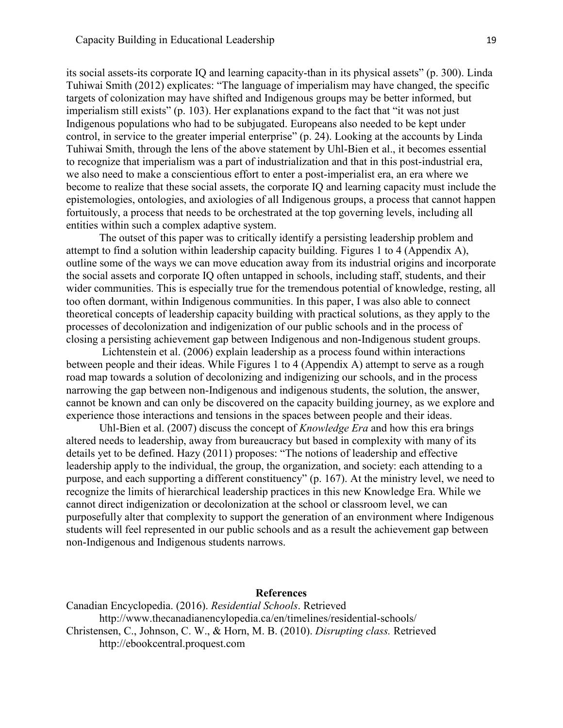its social assets-its corporate IQ and learning capacity-than in its physical assets" (p. 300). Linda Tuhiwai Smith (2012) explicates: "The language of imperialism may have changed, the specific targets of colonization may have shifted and Indigenous groups may be better informed, but imperialism still exists" (p. 103). Her explanations expand to the fact that "it was not just Indigenous populations who had to be subjugated. Europeans also needed to be kept under control, in service to the greater imperial enterprise" (p. 24). Looking at the accounts by Linda Tuhiwai Smith, through the lens of the above statement by Uhl-Bien et al., it becomes essential to recognize that imperialism was a part of industrialization and that in this post-industrial era, we also need to make a conscientious effort to enter a post-imperialist era, an era where we become to realize that these social assets, the corporate IQ and learning capacity must include the epistemologies, ontologies, and axiologies of all Indigenous groups, a process that cannot happen fortuitously, a process that needs to be orchestrated at the top governing levels, including all entities within such a complex adaptive system.

The outset of this paper was to critically identify a persisting leadership problem and attempt to find a solution within leadership capacity building. Figures 1 to 4 (Appendix A), outline some of the ways we can move education away from its industrial origins and incorporate the social assets and corporate IQ often untapped in schools, including staff, students, and their wider communities. This is especially true for the tremendous potential of knowledge, resting, all too often dormant, within Indigenous communities. In this paper, I was also able to connect theoretical concepts of leadership capacity building with practical solutions, as they apply to the processes of decolonization and indigenization of our public schools and in the process of closing a persisting achievement gap between Indigenous and non-Indigenous student groups.

Lichtenstein et al. (2006) explain leadership as a process found within interactions between people and their ideas. While Figures 1 to 4 (Appendix A) attempt to serve as a rough road map towards a solution of decolonizing and indigenizing our schools, and in the process narrowing the gap between non-Indigenous and indigenous students, the solution, the answer, cannot be known and can only be discovered on the capacity building journey, as we explore and experience those interactions and tensions in the spaces between people and their ideas.

Uhl-Bien et al. (2007) discuss the concept of *Knowledge Era* and how this era brings altered needs to leadership, away from bureaucracy but based in complexity with many of its details yet to be defined. Hazy (2011) proposes: "The notions of leadership and effective leadership apply to the individual, the group, the organization, and society: each attending to a purpose, and each supporting a different constituency" (p. 167). At the ministry level, we need to recognize the limits of hierarchical leadership practices in this new Knowledge Era. While we cannot direct indigenization or decolonization at the school or classroom level, we can purposefully alter that complexity to support the generation of an environment where Indigenous students will feel represented in our public schools and as a result the achievement gap between non-Indigenous and Indigenous students narrows.

## References

Canadian Encyclopedia. (2016). *Residential Schools*. Retrieved http://www.thecanadianencyclopedia.ca/en/timelines/residential-schools/

Christensen, C., Johnson, C. W., & Horn, M. B. (2010). *Disrupting class.* Retrieved http://ebookcentral.proquest.com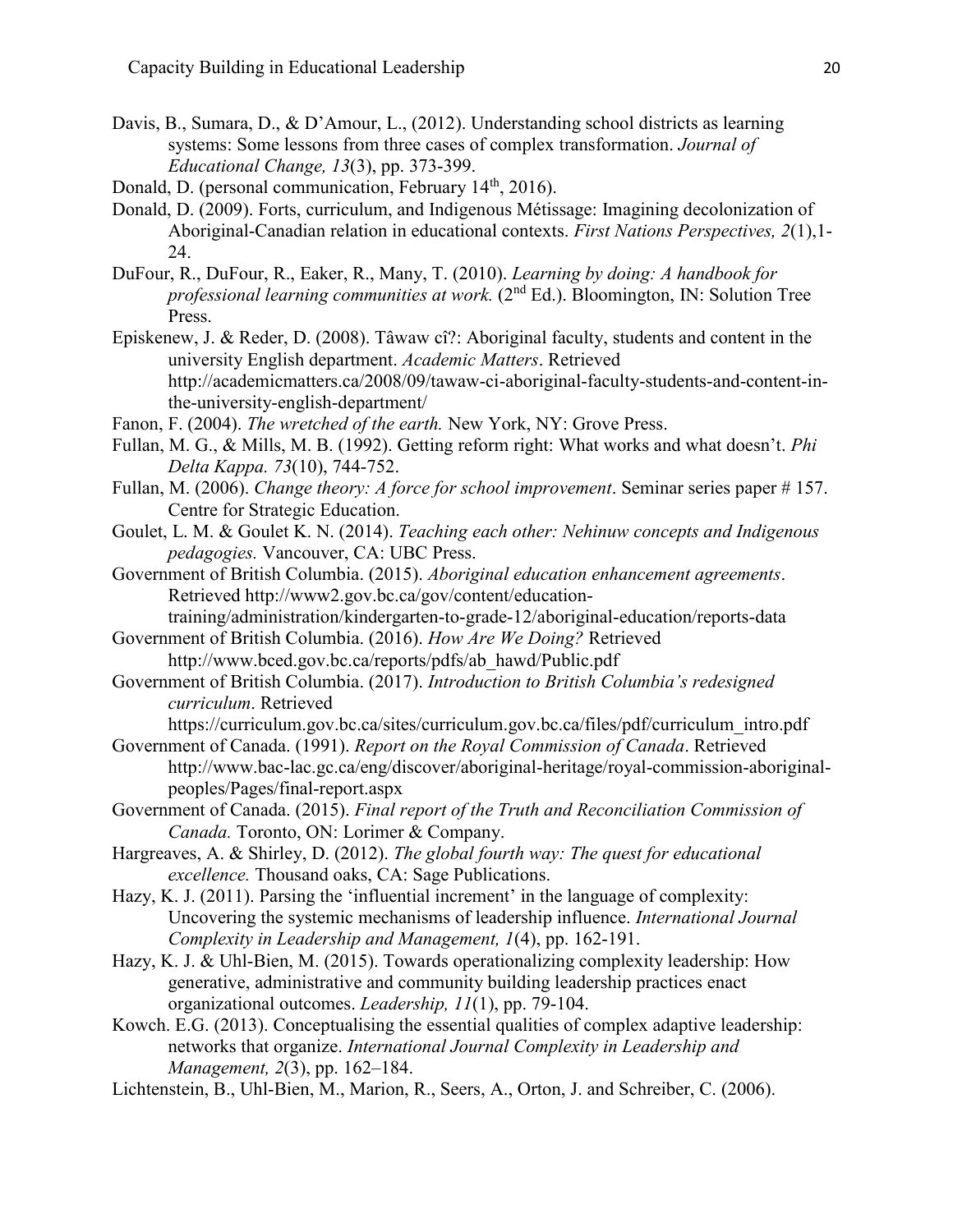Davis, B., Sumara, D., & D'Amour, L., (2012). Understanding school districts as learning systems: Some lessons from three cases of complex transformation. *Journal of Educational Change, 13*(3), pp. 373-399.

Donald, D. (personal communication, February 14th, 2016).

Donald, D. (2009). Forts, curriculum, and Indigenous Métissage: Imagining decolonization of Aboriginal-Canadian relation in educational contexts. *First Nations Perspectives, 2*(1),1-24.

DuFour, R., DuFour, R., Eaker, R., Many, T. (2010). *Learning by doing: A handbook for professional learning communities at work.* (2nd Ed.). Bloomington, IN: Solution Tree Press.

Episkenew, J. & Reder, D. (2008). Tâwaw cî?: Aboriginal faculty, students and content in the university English department. *Academic Matters*. Retrieved http://academicmatters.ca/2008/09/tawaw-ci-aboriginal-faculty-students-and-content-in-the-university-english-department/

Fanon, F. (2004). *The wretched of the earth.* New York, NY: Grove Press.

Fullan, M. G., & Mills, M. B. (1992). Getting reform right: What works and what doesn't. *Phi Delta Kappa. 73*(10), 744-752.

Fullan, M. (2006). *Change theory: A force for school improvement*. Seminar series paper # 157. Centre for Strategic Education.

Goulet, L. M. & Goulet K. N. (2014). *Teaching each other: Nehinuw concepts and Indigenous pedagogies.* Vancouver, CA: UBC Press.

Government of British Columbia. (2015). *Aboriginal education enhancement agreements*. Retrieved http://www2.gov.bc.ca/gov/content/education-training/administration/kindergarten-to-grade-12/aboriginal-education/reports-data

Government of British Columbia. (2016). *How Are We Doing?* Retrieved http://www.bced.gov.bc.ca/reports/pdfs/ab_hawd/Public.pdf

Government of British Columbia. (2017). *Introduction to British Columbia's redesigned curriculum*. Retrieved https://curriculum.gov.bc.ca/sites/curriculum.gov.bc.ca/files/pdf/curriculum_intro.pdf

Government of Canada. (1991). *Report on the Royal Commission of Canada*. Retrieved http://www.bac-lac.gc.ca/eng/discover/aboriginal-heritage/royal-commission-aboriginal-peoples/Pages/final-report.aspx

Government of Canada. (2015). *Final report of the Truth and Reconciliation Commission of Canada.* Toronto, ON: Lorimer & Company.

Hargreaves, A. & Shirley, D. (2012). *The global fourth way: The quest for educational excellence.* Thousand oaks, CA: Sage Publications.

Hazy, K. J. (2011). Parsing the 'influential increment' in the language of complexity: Uncovering the systemic mechanisms of leadership influence. *International Journal Complexity in Leadership and Management, 1*(4), pp. 162-191.

Hazy, K. J. & Uhl-Bien, M. (2015). Towards operationalizing complexity leadership: How generative, administrative and community building leadership practices enact organizational outcomes. *Leadership, 11*(1), pp. 79-104.

Kowch. E.G. (2013). Conceptualising the essential qualities of complex adaptive leadership: networks that organize. *International Journal Complexity in Leadership and Management, 2*(3), pp. 162–184.

Lichtenstein, B., Uhl-Bien, M., Marion, R., Seers, A., Orton, J. and Schreiber, C. (2006).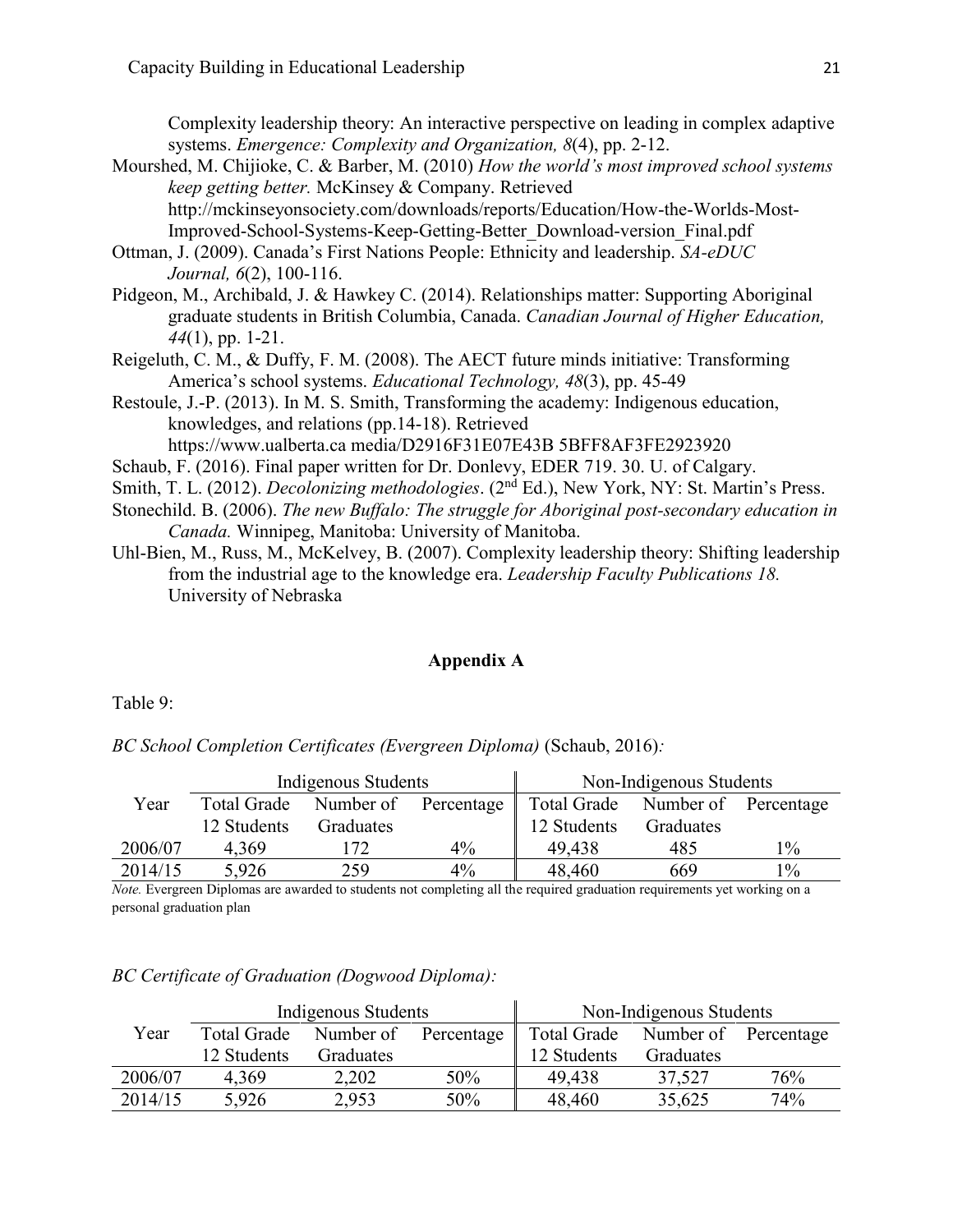Complexity leadership theory: An interactive perspective on leading in complex adaptive systems. *Emergence: Complexity and Organization, 8*(4), pp. 2-12.

Mourshed, M. Chijioke, C. & Barber, M. (2010) *How the world's most improved school systems keep getting better.* McKinsey & Company. Retrieved http://mckinseyonsociety.com/downloads/reports/Education/How-the-Worlds-Most-Improved-School-Systems-Keep-Getting-Better_Download-version_Final.pdf

Ottman, J. (2009). Canada's First Nations People: Ethnicity and leadership. *SA-eDUC Journal, 6*(2), 100-116.

Pidgeon, M., Archibald, J. & Hawkey C. (2014). Relationships matter: Supporting Aboriginal graduate students in British Columbia, Canada. *Canadian Journal of Higher Education, 44*(1), pp. 1-21.

Reigeluth, C. M., & Duffy, F. M. (2008). The AECT future minds initiative: Transforming America's school systems. *Educational Technology, 48*(3), pp. 45-49

Restoule, J.-P. (2013). In M. S. Smith, Transforming the academy: Indigenous education, knowledges, and relations (pp.14-18). Retrieved https://www.ualberta.ca media/D2916F31E07E43B 5BFF8AF3FE2923920

Schaub, F. (2016). Final paper written for Dr. Donlevy, EDER 719. 30. U. of Calgary.

Smith, T. L. (2012). *Decolonizing methodologies*. (2nd Ed.), New York, NY: St. Martin's Press.

Stonechild. B. (2006). *The new Buffalo: The struggle for Aboriginal post-secondary education in Canada.* Winnipeg, Manitoba: University of Manitoba.

Uhl-Bien, M., Russ, M., McKelvey, B. (2007). Complexity leadership theory: Shifting leadership from the industrial age to the knowledge era. *Leadership Faculty Publications 18.* University of Nebraska

## Appendix A

Table 9:

*BC School Completion Certificates (Evergreen Diploma)* (Schaub, 2016)*:*

| Year | Indigenous Students | | | Non-Indigenous Students | | |
|---|---|---|---|---|---|---|
| | Total Grade 12 Students | Number of Graduates | Percentage | Total Grade 12 Students | Number of Graduates | Percentage |
| 2006/07 | 4,369 | 172 | 4% | 49,438 | 485 | 1% |
| 2014/15 | 5,926 | 259 | 4% | 48,460 | 669 | 1% |

*Note.* Evergreen Diplomas are awarded to students not completing all the required graduation requirements yet working on a personal graduation plan

*BC Certificate of Graduation (Dogwood Diploma):*

| Year | Indigenous Students | | | Non-Indigenous Students | | |
|---|---|---|---|---|---|---|
| | Total Grade 12 Students | Number of Graduates | Percentage | Total Grade 12 Students | Number of Graduates | Percentage |
| 2006/07 | 4,369 | 2,202 | 50% | 49,438 | 37,527 | 76% |
| 2014/15 | 5,926 | 2,953 | 50% | 48,460 | 35,625 | 74% |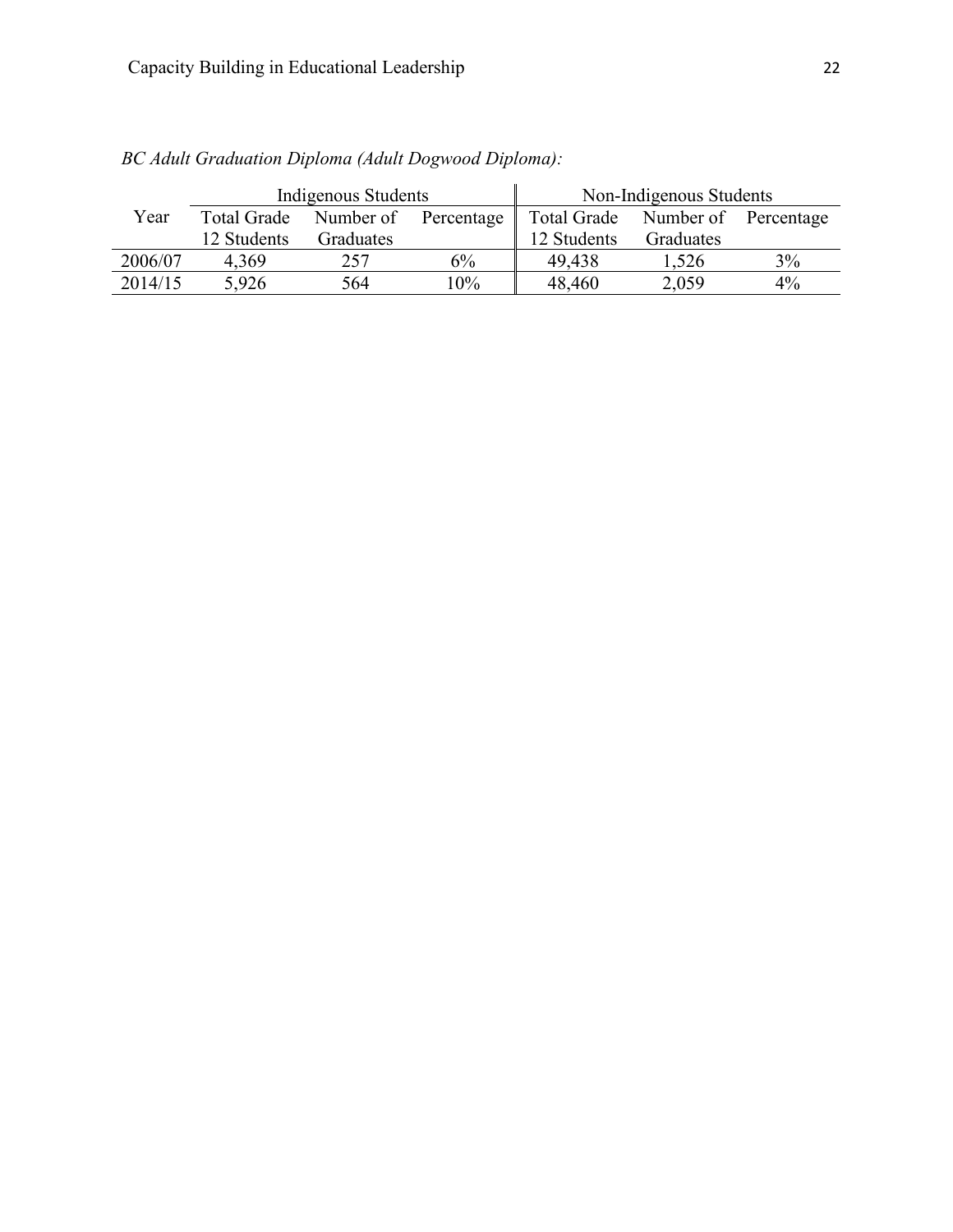*BC Adult Graduation Diploma (Adult Dogwood Diploma):*

| Year | Indigenous Students | | | Non-Indigenous Students | | |
|---|---|---|---|---|---|---|
| | Total Grade 12 Students | Number of Graduates | Percentage | Total Grade 12 Students | Number of Graduates | Percentage |
| 2006/07 | 4,369 | 257 | 6% | 49,438 | 1,526 | 3% |
| 2014/15 | 5,926 | 564 | 10% | 48,460 | 2,059 | 4% |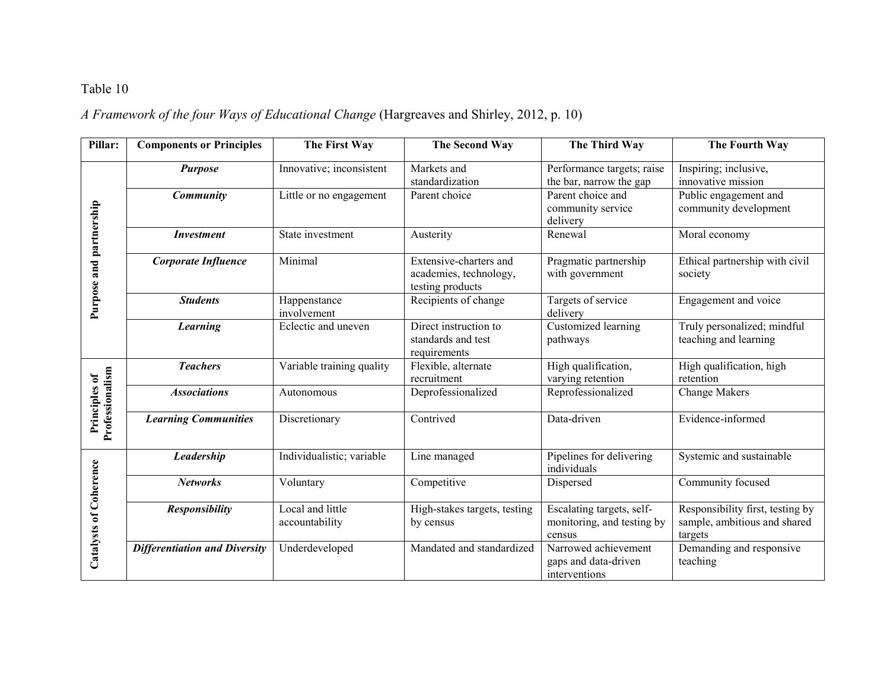Table 10

*A Framework of the four Ways of Educational Change* (Hargreaves and Shirley, 2012, p. 10)

| Pillar: | Components or Principles | The First Way | The Second Way | The Third Way | The Fourth Way |
|---|---|---|---|---|---|
| **Purpose and partnership** | ***Purpose*** | Innovative; inconsistent | Markets and standardization | Performance targets; raise the bar, narrow the gap | Inspiring; inclusive, innovative mission |
| | ***Community*** | Little or no engagement | Parent choice | Parent choice and community service delivery | Public engagement and community development |
| | ***Investment*** | State investment | Austerity | Renewal | Moral economy |
| | ***Corporate Influence*** | Minimal | Extensive-charters and academies, technology, testing products | Pragmatic partnership with government | Ethical partnership with civil society |
| | ***Students*** | Happenstance involvement | Recipients of change | Targets of service delivery | Engagement and voice |
| | ***Learning*** | Eclectic and uneven | Direct instruction to standards and test requirements | Customized learning pathways | Truly personalized; mindful teaching and learning |
| **Principles of Professionalism** | ***Teachers*** | Variable training quality | Flexible, alternate recruitment | High qualification, varying retention | High qualification, high retention |
| | ***Associations*** | Autonomous | Deprofessionalized | Reprofessionalized | Change Makers |
| | ***Learning Communities*** | Discretionary | Contrived | Data-driven | Evidence-informed |
| **Catalysts of Coherence** | ***Leadership*** | Individualistic; variable | Line managed | Pipelines for delivering individuals | Systemic and sustainable |
| | ***Networks*** | Voluntary | Competitive | Dispersed | Community focused |
| | ***Responsibility*** | Local and little accountability | High-stakes targets, testing by census | Escalating targets, self-monitoring, and testing by census | Responsibility first, testing by sample, ambitious and shared targets |
| | ***Differentiation and Diversity*** | Underdeveloped | Mandated and standardized | Narrowed achievement gaps and data-driven interventions | Demanding and responsive teaching |